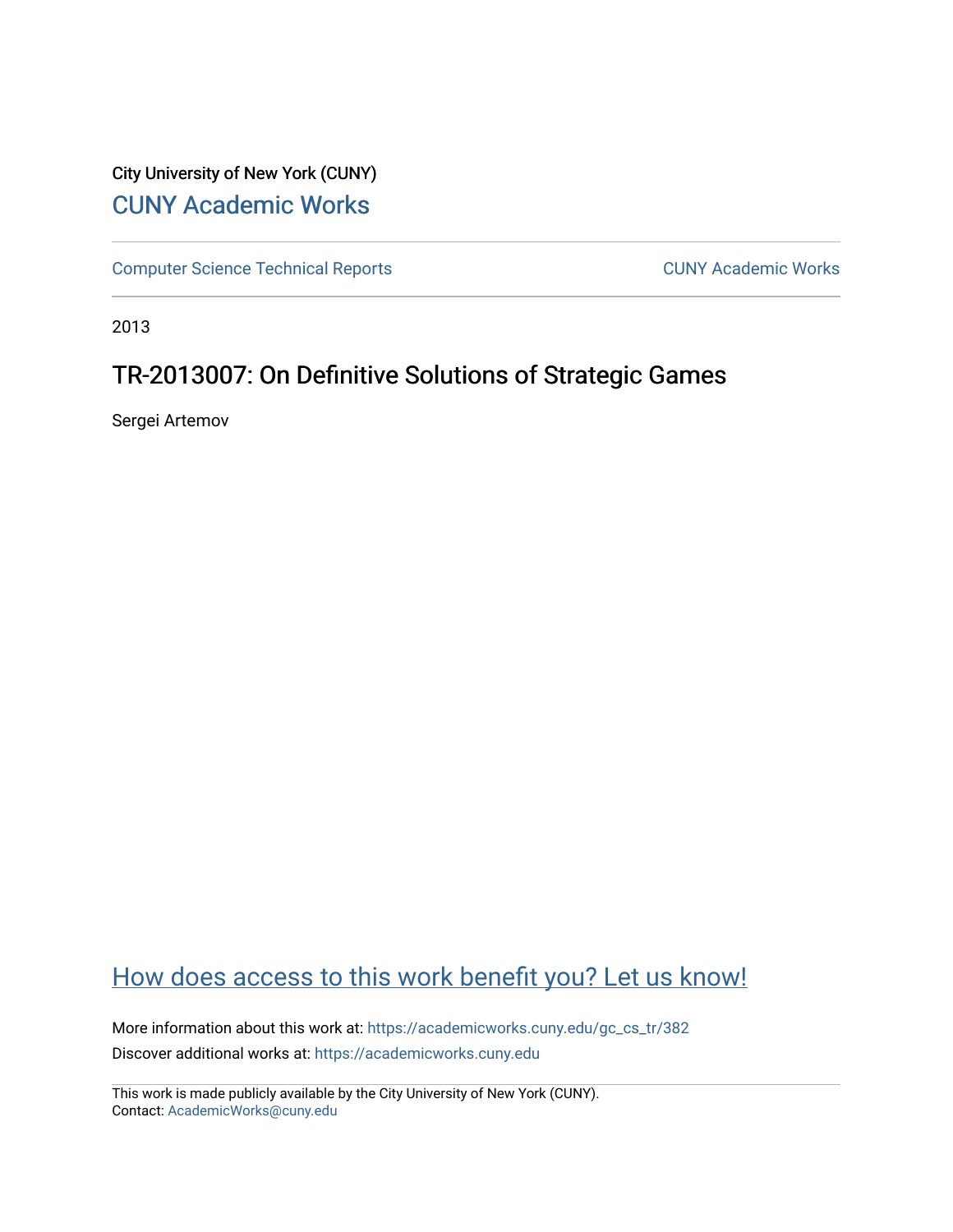City University of New York (CUNY)

# CUNY Academic Works

Computer Science Technical Reports | CUNY Academic Works

2013

## TR-2013007: On Definitive Solutions of Strategic Games

Sergei Artemov

How does access to this work benefit you? Let us know!

More information about this work at: https://academicworks.cuny.edu/gc_cs_tr/382

Discover additional works at: https://academicworks.cuny.edu

This work is made publicly available by the City University of New York (CUNY).
Contact: AcademicWorks@cuny.edu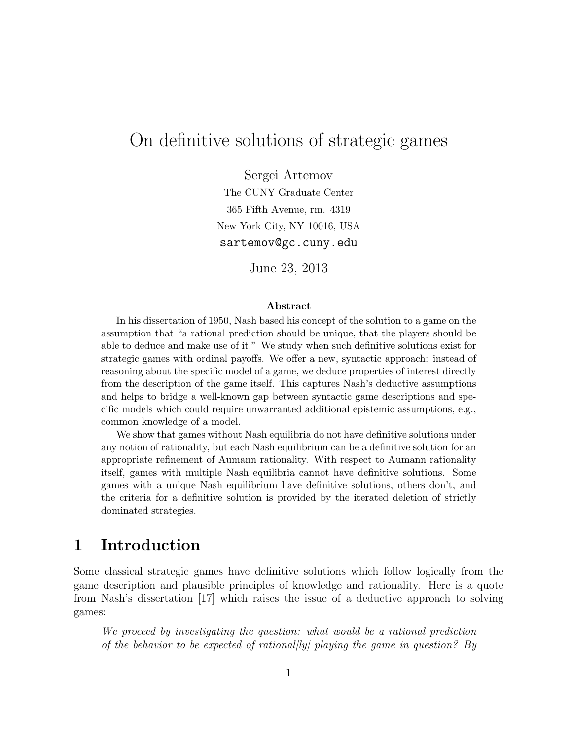# On definitive solutions of strategic games

Sergei Artemov

The CUNY Graduate Center

365 Fifth Avenue, rm. 4319

New York City, NY 10016, USA

sartemov@gc.cuny.edu

June 23, 2013

### Abstract

In his dissertation of 1950, Nash based his concept of the solution to a game on the assumption that "a rational prediction should be unique, that the players should be able to deduce and make use of it." We study when such definitive solutions exist for strategic games with ordinal payoffs. We offer a new, syntactic approach: instead of reasoning about the specific model of a game, we deduce properties of interest directly from the description of the game itself. This captures Nash's deductive assumptions and helps to bridge a well-known gap between syntactic game descriptions and specific models which could require unwarranted additional epistemic assumptions, e.g., common knowledge of a model.

We show that games without Nash equilibria do not have definitive solutions under any notion of rationality, but each Nash equilibrium can be a definitive solution for an appropriate refinement of Aumann rationality. With respect to Aumann rationality itself, games with multiple Nash equilibria cannot have definitive solutions. Some games with a unique Nash equilibrium have definitive solutions, others don't, and the criteria for a definitive solution is provided by the iterated deletion of strictly dominated strategies.

## 1 Introduction

Some classical strategic games have definitive solutions which follow logically from the game description and plausible principles of knowledge and rationality. Here is a quote from Nash's dissertation [17] which raises the issue of a deductive approach to solving games:

*We proceed by investigating the question: what would be a rational prediction of the behavior to be expected of rational[ly] playing the game in question? By*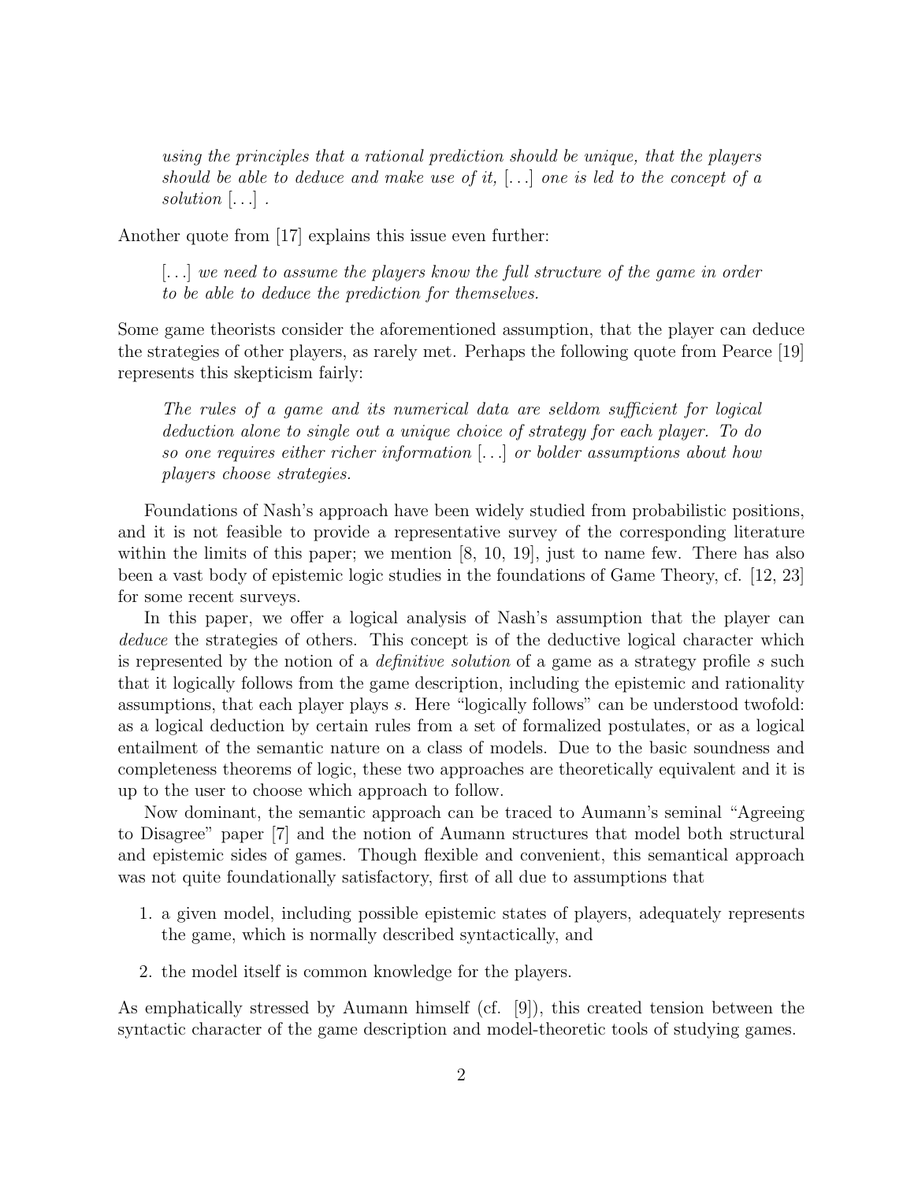> *using the principles that a rational prediction should be unique, that the players should be able to deduce and make use of it, [...] one is led to the concept of a solution [...] .*

Another quote from [17] explains this issue even further:

> *[...] we need to assume the players know the full structure of the game in order to be able to deduce the prediction for themselves.*

Some game theorists consider the aforementioned assumption, that the player can deduce the strategies of other players, as rarely met. Perhaps the following quote from Pearce [19] represents this skepticism fairly:

> *The rules of a game and its numerical data are seldom sufficient for logical deduction alone to single out a unique choice of strategy for each player. To do so one requires either richer information [...] or bolder assumptions about how players choose strategies.*

Foundations of Nash's approach have been widely studied from probabilistic positions, and it is not feasible to provide a representative survey of the corresponding literature within the limits of this paper; we mention [8, 10, 19], just to name few. There has also been a vast body of epistemic logic studies in the foundations of Game Theory, cf. [12, 23] for some recent surveys.

In this paper, we offer a logical analysis of Nash's assumption that the player can *deduce* the strategies of others. This concept is of the deductive logical character which is represented by the notion of a *definitive solution* of a game as a strategy profile $s$ such that it logically follows from the game description, including the epistemic and rationality assumptions, that each player plays $s$. Here "logically follows" can be understood twofold: as a logical deduction by certain rules from a set of formalized postulates, or as a logical entailment of the semantic nature on a class of models. Due to the basic soundness and completeness theorems of logic, these two approaches are theoretically equivalent and it is up to the user to choose which approach to follow.

Now dominant, the semantic approach can be traced to Aumann's seminal "Agreeing to Disagree" paper [7] and the notion of Aumann structures that model both structural and epistemic sides of games. Though flexible and convenient, this semantical approach was not quite foundationally satisfactory, first of all due to assumptions that

1. a given model, including possible epistemic states of players, adequately represents the game, which is normally described syntactically, and
2. the model itself is common knowledge for the players.

As emphatically stressed by Aumann himself (cf. [9]), this created tension between the syntactic character of the game description and model-theoretic tools of studying games.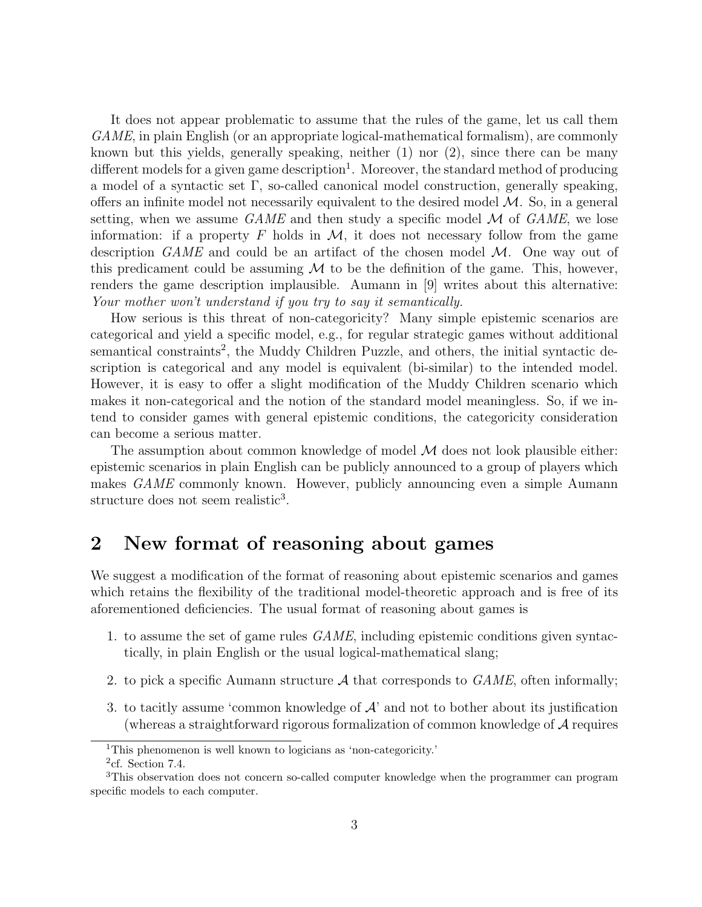It does not appear problematic to assume that the rules of the game, let us call them *GAME*, in plain English (or an appropriate logical-mathematical formalism), are commonly known but this yields, generally speaking, neither (1) nor (2), since there can be many different models for a given game description[1]. Moreover, the standard method of producing a model of a syntactic set $\Gamma$, so-called canonical model construction, generally speaking, offers an infinite model not necessarily equivalent to the desired model $\mathcal{M}$. So, in a general setting, when we assume *GAME* and then study a specific model $\mathcal{M}$ of *GAME*, we lose information: if a property $F$ holds in $\mathcal{M}$, it does not necessary follow from the game description *GAME* and could be an artifact of the chosen model $\mathcal{M}$. One way out of this predicament could be assuming $\mathcal{M}$ to be the definition of the game. This, however, renders the game description implausible. Aumann in [9] writes about this alternative: *Your mother won't understand if you try to say it semantically.*

How serious is this threat of non-categoricity? Many simple epistemic scenarios are categorical and yield a specific model, e.g., for regular strategic games without additional semantical constraints[2], the Muddy Children Puzzle, and others, the initial syntactic description is categorical and any model is equivalent (bi-similar) to the intended model. However, it is easy to offer a slight modification of the Muddy Children scenario which makes it non-categorical and the notion of the standard model meaningless. So, if we intend to consider games with general epistemic conditions, the categoricity consideration can become a serious matter.

The assumption about common knowledge of model $\mathcal{M}$ does not look plausible either: epistemic scenarios in plain English can be publicly announced to a group of players which makes *GAME* commonly known. However, publicly announcing even a simple Aumann structure does not seem realistic[3].

## 2 New format of reasoning about games

We suggest a modification of the format of reasoning about epistemic scenarios and games which retains the flexibility of the traditional model-theoretic approach and is free of its aforementioned deficiencies. The usual format of reasoning about games is

1. to assume the set of game rules *GAME*, including epistemic conditions given syntactically, in plain English or the usual logical-mathematical slang;
2. to pick a specific Aumann structure $\mathcal{A}$ that corresponds to *GAME*, often informally;
3. to tacitly assume 'common knowledge of $\mathcal{A}$' and not to bother about its justification (whereas a straightforward rigorous formalization of common knowledge of $\mathcal{A}$ requires

[1] This phenomenon is well known to logicians as 'non-categoricity.'

[2] cf. Section 7.4.

[3] This observation does not concern so-called computer knowledge when the programmer can program specific models to each computer.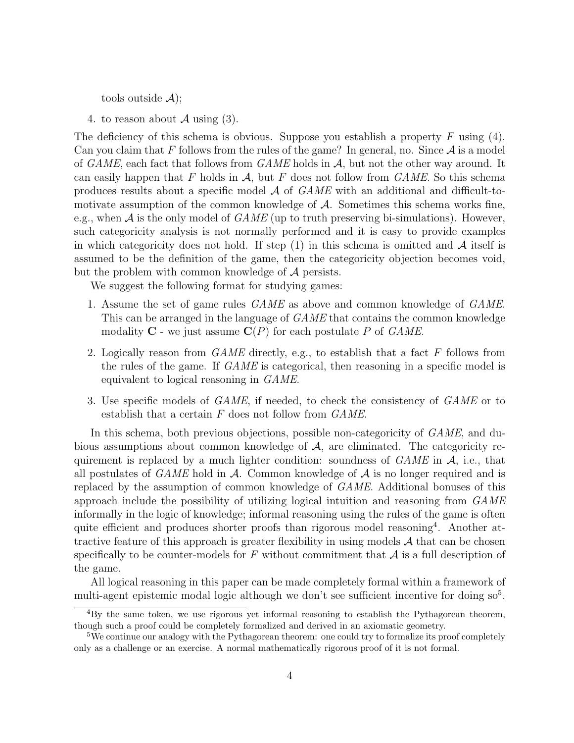tools outside $\mathcal{A}$);

4. to reason about $\mathcal{A}$ using (3).

The deficiency of this schema is obvious. Suppose you establish a property $F$ using (4). Can you claim that $F$ follows from the rules of the game? In general, no. Since $\mathcal{A}$ is a model of *GAME*, each fact that follows from *GAME* holds in $\mathcal{A}$, but not the other way around. It can easily happen that $F$ holds in $\mathcal{A}$, but $F$ does not follow from *GAME*. So this schema produces results about a specific model $\mathcal{A}$ of *GAME* with an additional and difficult-to-motivate assumption of the common knowledge of $\mathcal{A}$. Sometimes this schema works fine, e.g., when $\mathcal{A}$ is the only model of *GAME* (up to truth preserving bi-simulations). However, such categoricity analysis is not normally performed and it is easy to provide examples in which categoricity does not hold. If step (1) in this schema is omitted and $\mathcal{A}$ itself is assumed to be the definition of the game, then the categoricity objection becomes void, but the problem with common knowledge of $\mathcal{A}$ persists.

We suggest the following format for studying games:

1. Assume the set of game rules *GAME* as above and common knowledge of *GAME*. This can be arranged in the language of *GAME* that contains the common knowledge modality $\mathbf{C}$ - we just assume $\mathbf{C}(P)$ for each postulate $P$ of *GAME*.

2. Logically reason from *GAME* directly, e.g., to establish that a fact $F$ follows from the rules of the game. If *GAME* is categorical, then reasoning in a specific model is equivalent to logical reasoning in *GAME*.

3. Use specific models of *GAME*, if needed, to check the consistency of *GAME* or to establish that a certain $F$ does not follow from *GAME*.

In this schema, both previous objections, possible non-categoricity of *GAME*, and dubious assumptions about common knowledge of $\mathcal{A}$, are eliminated. The categoricity requirement is replaced by a much lighter condition: soundness of *GAME* in $\mathcal{A}$, i.e., that all postulates of *GAME* hold in $\mathcal{A}$. Common knowledge of $\mathcal{A}$ is no longer required and is replaced by the assumption of common knowledge of *GAME*. Additional bonuses of this approach include the possibility of utilizing logical intuition and reasoning from *GAME* informally in the logic of knowledge; informal reasoning using the rules of the game is often quite efficient and produces shorter proofs than rigorous model reasoning[4]. Another attractive feature of this approach is greater flexibility in using models $\mathcal{A}$ that can be chosen specifically to be counter-models for $F$ without commitment that $\mathcal{A}$ is a full description of the game.

All logical reasoning in this paper can be made completely formal within a framework of multi-agent epistemic modal logic although we don't see sufficient incentive for doing so[5].

[4] By the same token, we use rigorous yet informal reasoning to establish the Pythagorean theorem, though such a proof could be completely formalized and derived in an axiomatic geometry.

[5] We continue our analogy with the Pythagorean theorem: one could try to formalize its proof completely only as a challenge or an exercise. A normal mathematically rigorous proof of it is not formal.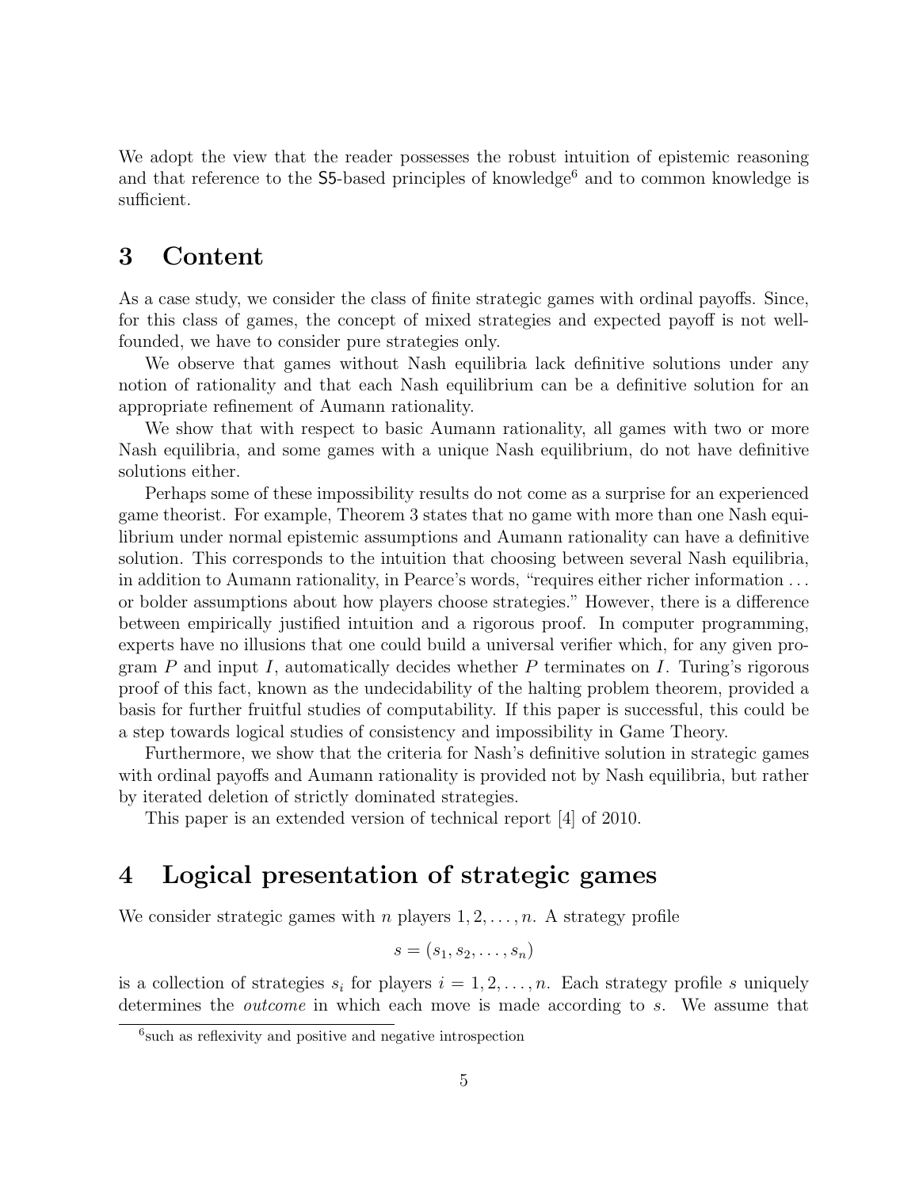We adopt the view that the reader possesses the robust intuition of epistemic reasoning and that reference to the S5-based principles of knowledge[6] and to common knowledge is sufficient.

## 3 Content

As a case study, we consider the class of finite strategic games with ordinal payoffs. Since, for this class of games, the concept of mixed strategies and expected payoff is not well-founded, we have to consider pure strategies only.

We observe that games without Nash equilibria lack definitive solutions under any notion of rationality and that each Nash equilibrium can be a definitive solution for an appropriate refinement of Aumann rationality.

We show that with respect to basic Aumann rationality, all games with two or more Nash equilibria, and some games with a unique Nash equilibrium, do not have definitive solutions either.

Perhaps some of these impossibility results do not come as a surprise for an experienced game theorist. For example, Theorem 3 states that no game with more than one Nash equilibrium under normal epistemic assumptions and Aumann rationality can have a definitive solution. This corresponds to the intuition that choosing between several Nash equilibria, in addition to Aumann rationality, in Pearce's words, "requires either richer information ... or bolder assumptions about how players choose strategies." However, there is a difference between empirically justified intuition and a rigorous proof. In computer programming, experts have no illusions that one could build a universal verifier which, for any given program $P$ and input $I$, automatically decides whether $P$ terminates on $I$. Turing's rigorous proof of this fact, known as the undecidability of the halting problem theorem, provided a basis for further fruitful studies of computability. If this paper is successful, this could be a step towards logical studies of consistency and impossibility in Game Theory.

Furthermore, we show that the criteria for Nash's definitive solution in strategic games with ordinal payoffs and Aumann rationality is provided not by Nash equilibria, but rather by iterated deletion of strictly dominated strategies.

This paper is an extended version of technical report [4] of 2010.

## 4 Logical presentation of strategic games

We consider strategic games with $n$ players $1, 2, \ldots, n$. A strategy profile

$$s = (s_1, s_2, \ldots, s_n)$$

is a collection of strategies $s_i$ for players $i = 1, 2, \ldots, n$. Each strategy profile $s$ uniquely determines the *outcome* in which each move is made according to $s$. We assume that

[6] such as reflexivity and positive and negative introspection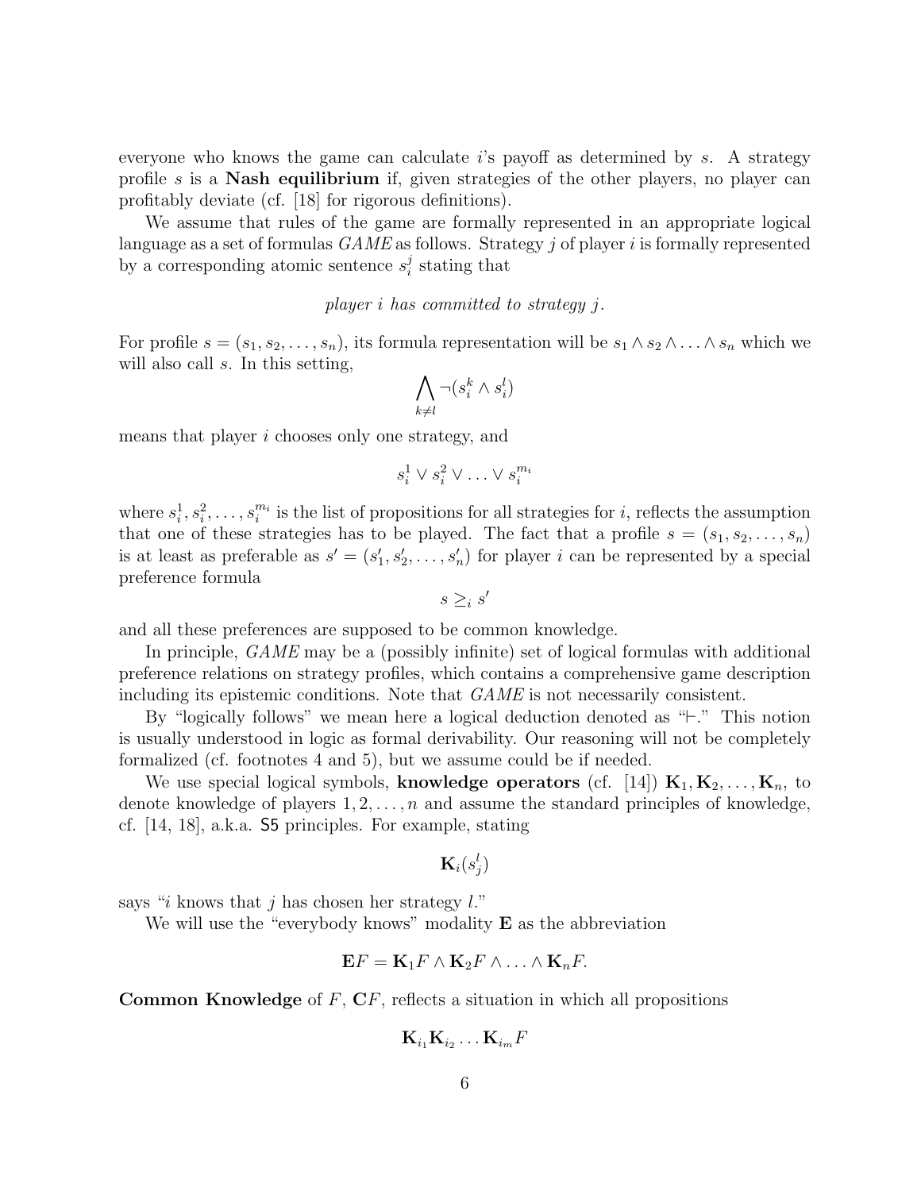everyone who knows the game can calculate $i$'s payoff as determined by $s$. A strategy profile $s$ is a **Nash equilibrium** if, given strategies of the other players, no player can profitably deviate (cf. [18] for rigorous definitions).

We assume that rules of the game are formally represented in an appropriate logical language as a set of formulas *GAME* as follows. Strategy $j$ of player $i$ is formally represented by a corresponding atomic sentence $s_i^j$ stating that

*player $i$ has committed to strategy $j$.*

For profile $s = (s_1, s_2, \ldots, s_n)$, its formula representation will be $s_1 \wedge s_2 \wedge \ldots \wedge s_n$ which we will also call $s$. In this setting,

$$\bigwedge_{k \neq l} \neg(s_i^k \wedge s_i^l)$$

means that player $i$ chooses only one strategy, and

$$s_i^1 \vee s_i^2 \vee \ldots \vee s_i^{m_i}$$

where $s_i^1, s_i^2, \ldots, s_i^{m_i}$ is the list of propositions for all strategies for $i$, reflects the assumption that one of these strategies has to be played. The fact that a profile $s = (s_1, s_2, \ldots, s_n)$ is at least as preferable as $s' = (s'_1, s'_2, \ldots, s'_n)$ for player $i$ can be represented by a special preference formula

$$s \geq_i s'$$

and all these preferences are supposed to be common knowledge.

In principle, *GAME* may be a (possibly infinite) set of logical formulas with additional preference relations on strategy profiles, which contains a comprehensive game description including its epistemic conditions. Note that *GAME* is not necessarily consistent.

By "logically follows" we mean here a logical deduction denoted as "$\vdash$." This notion is usually understood in logic as formal derivability. Our reasoning will not be completely formalized (cf. footnotes 4 and 5), but we assume could be if needed.

We use special logical symbols, **knowledge operators** (cf. [14]) $\mathbf{K}_1, \mathbf{K}_2, \ldots, \mathbf{K}_n$, to denote knowledge of players $1, 2, \ldots, n$ and assume the standard principles of knowledge, cf. [14, 18], a.k.a. S5 principles. For example, stating

$$\mathbf{K}_i(s_j^l)$$

says "$i$ knows that $j$ has chosen her strategy $l$."

We will use the "everybody knows" modality $\mathbf{E}$ as the abbreviation

$$\mathbf{E}F = \mathbf{K}_1 F \wedge \mathbf{K}_2 F \wedge \ldots \wedge \mathbf{K}_n F.$$

**Common Knowledge** of $F$, $\mathbf{C}F$, reflects a situation in which all propositions

$$\mathbf{K}_{i_1} \mathbf{K}_{i_2} \ldots \mathbf{K}_{i_m} F$$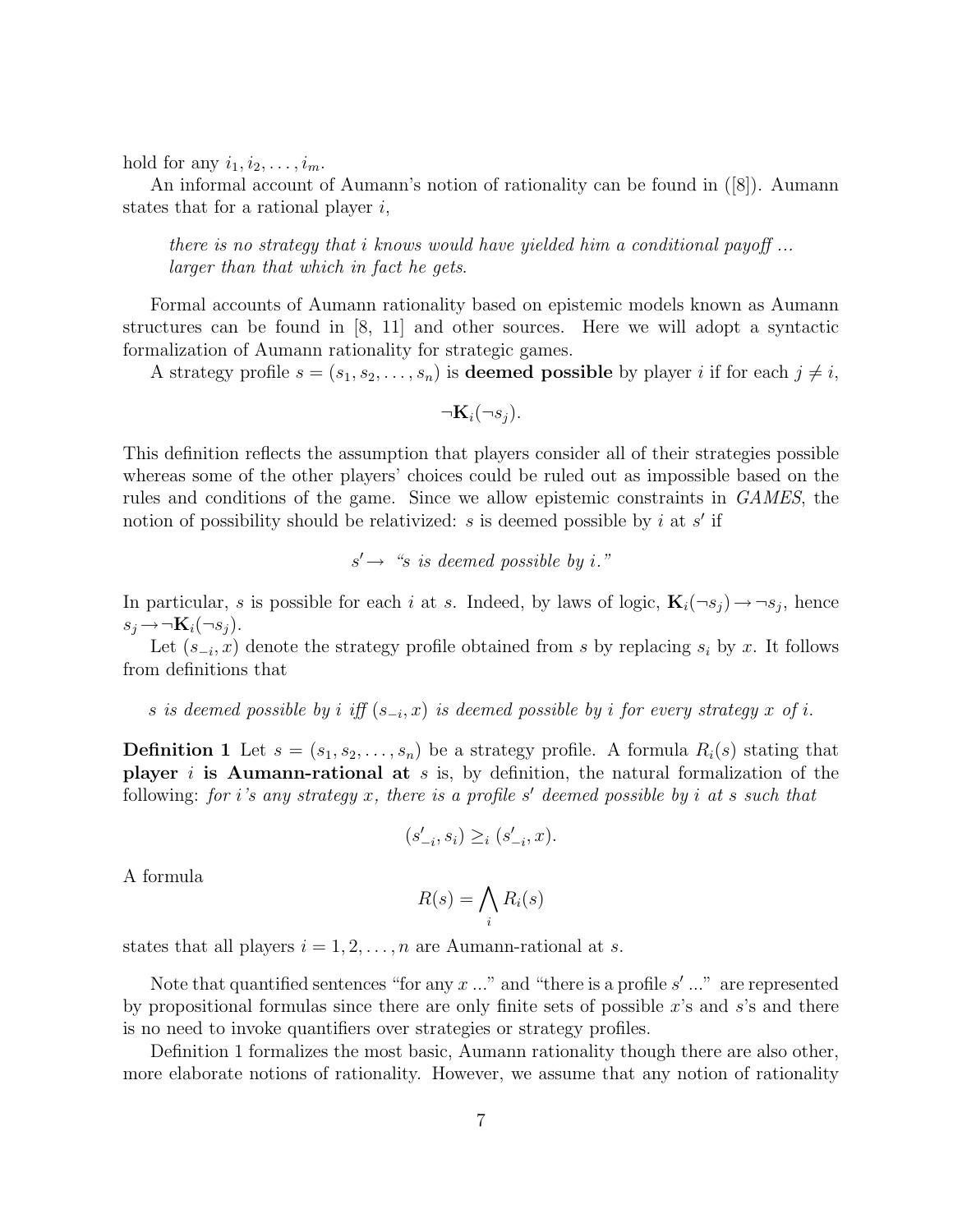hold for any $i_1, i_2, \ldots, i_m$.

An informal account of Aumann's notion of rationality can be found in ([8]). Aumann states that for a rational player $i$,

> *there is no strategy that i knows would have yielded him a conditional payoff ... larger than that which in fact he gets.*

Formal accounts of Aumann rationality based on epistemic models known as Aumann structures can be found in [8, 11] and other sources. Here we will adopt a syntactic formalization of Aumann rationality for strategic games.

A strategy profile $s = (s_1, s_2, \ldots, s_n)$ is **deemed possible** by player $i$ if for each $j \neq i$,

$$\neg \mathbf{K}_i(\neg s_j).$$

This definition reflects the assumption that players consider all of their strategies possible whereas some of the other players' choices could be ruled out as impossible based on the rules and conditions of the game. Since we allow epistemic constraints in *GAMES*, the notion of possibility should be relativized: $s$ is deemed possible by $i$ at $s'$ if

$$s' \rightarrow \text{ “}s \text{ is deemed possible by } i\text{.”}$$

In particular, $s$ is possible for each $i$ at $s$. Indeed, by laws of logic, $\mathbf{K}_i(\neg s_j) \rightarrow \neg s_j$, hence $s_j \rightarrow \neg \mathbf{K}_i(\neg s_j)$.

Let $(s_{-i}, x)$ denote the strategy profile obtained from $s$ by replacing $s_i$ by $x$. It follows from definitions that

*$s$ is deemed possible by $i$ iff $(s_{-i}, x)$ is deemed possible by $i$ for every strategy $x$ of $i$.*

**Definition 1** Let $s = (s_1, s_2, \ldots, s_n)$ be a strategy profile. A formula $R_i(s)$ stating that **player $i$ is Aumann-rational at** $s$ is, by definition, the natural formalization of the following: *for $i$'s any strategy $x$, there is a profile $s'$ deemed possible by $i$ at $s$ such that*

$$(s'_{-i}, s_i) \geq_i (s'_{-i}, x).$$

A formula

$$R(s) = \bigwedge_i R_i(s)$$

states that all players $i = 1, 2, \ldots, n$ are Aumann-rational at $s$.

Note that quantified sentences "for any $x$ ..." and "there is a profile $s'$ ..." are represented by propositional formulas since there are only finite sets of possible $x$'s and $s$'s and there is no need to invoke quantifiers over strategies or strategy profiles.

Definition 1 formalizes the most basic, Aumann rationality though there are also other, more elaborate notions of rationality. However, we assume that any notion of rationality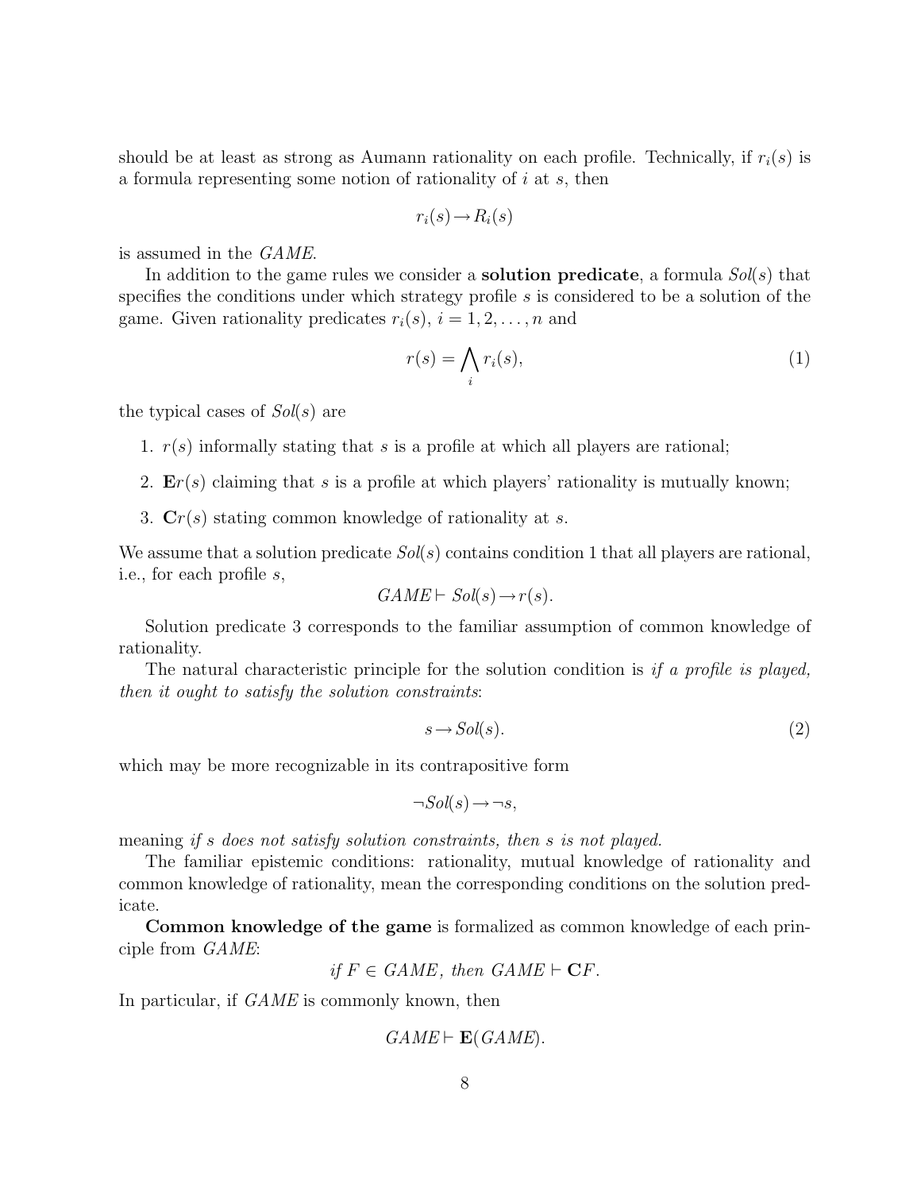should be at least as strong as Aumann rationality on each profile. Technically, if $r_i(s)$ is a formula representing some notion of rationality of $i$ at $s$, then

$$r_i(s) \rightarrow R_i(s)$$

is assumed in the *GAME*.

In addition to the game rules we consider a **solution predicate**, a formula $Sol(s)$ that specifies the conditions under which strategy profile $s$ is considered to be a solution of the game. Given rationality predicates $r_i(s)$, $i = 1, 2, \ldots, n$ and

$$r(s) = \bigwedge_i r_i(s), \tag{1}$$

the typical cases of $Sol(s)$ are

1. $r(s)$ informally stating that $s$ is a profile at which all players are rational;
2. $\mathbf{E}r(s)$ claiming that $s$ is a profile at which players' rationality is mutually known;
3. $\mathbf{C}r(s)$ stating common knowledge of rationality at $s$.

We assume that a solution predicate $Sol(s)$ contains condition 1 that all players are rational, i.e., for each profile $s$,

$$GAME \vdash Sol(s) \rightarrow r(s).$$

Solution predicate 3 corresponds to the familiar assumption of common knowledge of rationality.

The natural characteristic principle for the solution condition is *if a profile is played, then it ought to satisfy the solution constraints*:

$$s \rightarrow Sol(s). \tag{2}$$

which may be more recognizable in its contrapositive form

$$\neg Sol(s) \rightarrow \neg s,$$

meaning *if $s$ does not satisfy solution constraints, then $s$ is not played.*

The familiar epistemic conditions: rationality, mutual knowledge of rationality and common knowledge of rationality, mean the corresponding conditions on the solution predicate.

**Common knowledge of the game** is formalized as common knowledge of each principle from *GAME*:

$$\textit{if } F \in GAME, \textit{ then } GAME \vdash \mathbf{C}F.$$

In particular, if *GAME* is commonly known, then

$$GAME \vdash \mathbf{E}(GAME).$$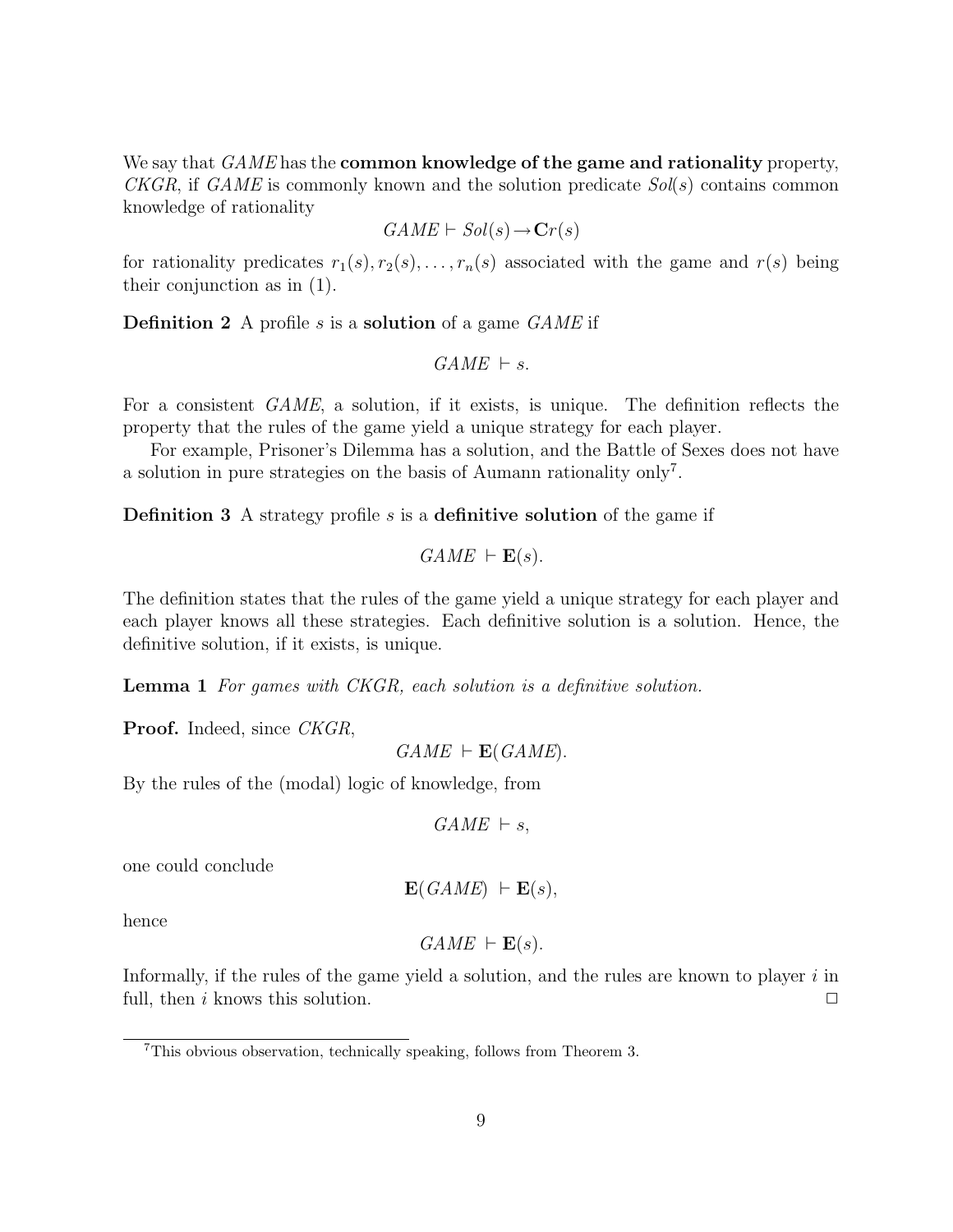We say that *GAME* has the **common knowledge of the game and rationality** property, *CKGR*, if *GAME* is commonly known and the solution predicate $Sol(s)$ contains common knowledge of rationality

$$GAME \vdash Sol(s) \rightarrow \mathbf{C}r(s)$$

for rationality predicates $r_1(s), r_2(s), \ldots, r_n(s)$ associated with the game and $r(s)$ being their conjunction as in (1).

**Definition 2** A profile $s$ is a **solution** of a game *GAME* if

$$GAME \vdash s.$$

For a consistent *GAME*, a solution, if it exists, is unique. The definition reflects the property that the rules of the game yield a unique strategy for each player.

For example, Prisoner's Dilemma has a solution, and the Battle of Sexes does not have a solution in pure strategies on the basis of Aumann rationality only[7].

**Definition 3** A strategy profile $s$ is a **definitive solution** of the game if

$$GAME \vdash \mathbf{E}(s).$$

The definition states that the rules of the game yield a unique strategy for each player and each player knows all these strategies. Each definitive solution is a solution. Hence, the definitive solution, if it exists, is unique.

**Lemma 1** *For games with CKGR, each solution is a definitive solution.*

**Proof.** Indeed, since *CKGR*,

$$GAME \vdash \mathbf{E}(GAME).$$

By the rules of the (modal) logic of knowledge, from

$$GAME \vdash s,$$

one could conclude

$$\mathbf{E}(GAME) \vdash \mathbf{E}(s),$$

hence

$$GAME \vdash \mathbf{E}(s).$$

Informally, if the rules of the game yield a solution, and the rules are known to player $i$ in full, then $i$ knows this solution. ◻

[7] This obvious observation, technically speaking, follows from Theorem 3.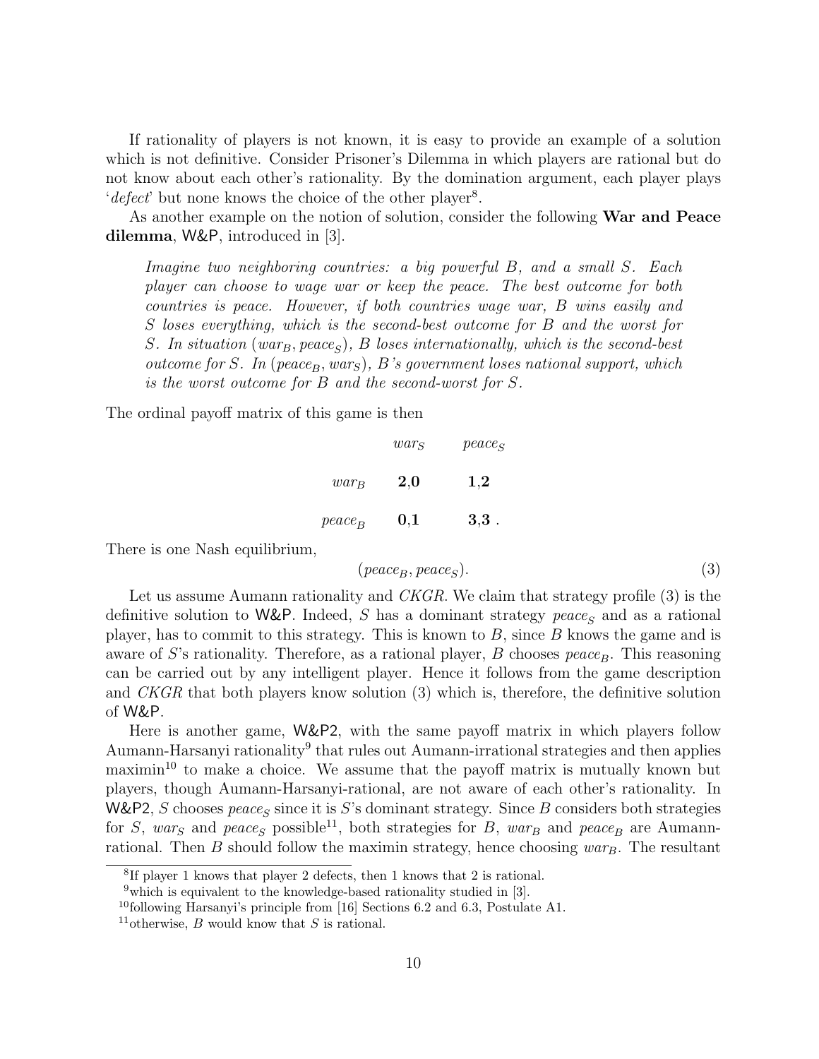If rationality of players is not known, it is easy to provide an example of a solution which is not definitive. Consider Prisoner's Dilemma in which players are rational but do not know about each other's rationality. By the domination argument, each player plays '*defect*' but none knows the choice of the other player[8].

As another example on the notion of solution, consider the following **War and Peace dilemma**, W&P, introduced in [3].

> *Imagine two neighboring countries: a big powerful B, and a small S. Each player can choose to wage war or keep the peace. The best outcome for both countries is peace. However, if both countries wage war, B wins easily and S loses everything, which is the second-best outcome for B and the worst for S. In situation* $(war_B, peace_S)$*, B loses internationally, which is the second-best outcome for S. In* $(peace_B, war_S)$*, B's government loses national support, which is the worst outcome for B and the second-worst for S.*

The ordinal payoff matrix of this game is then

| | $war_S$ | $peace_S$ |
|---|---|---|
| $war_B$ | **2**,**0** | **1**,**2** |
| $peace_B$ | **0**,**1** | **3**,**3** |

There is one Nash equilibrium,

$$(peace_B, peace_S). \tag{3}$$

Let us assume Aumann rationality and *CKGR*. We claim that strategy profile (3) is the definitive solution to W&P. Indeed, $S$ has a dominant strategy $peace_S$ and as a rational player, has to commit to this strategy. This is known to $B$, since $B$ knows the game and is aware of $S$'s rationality. Therefore, as a rational player, $B$ chooses $peace_B$. This reasoning can be carried out by any intelligent player. Hence it follows from the game description and *CKGR* that both players know solution (3) which is, therefore, the definitive solution of W&P.

Here is another game, W&P2, with the same payoff matrix in which players follow Aumann-Harsanyi rationality[9] that rules out Aumann-irrational strategies and then applies maximin[10] to make a choice. We assume that the payoff matrix is mutually known but players, though Aumann-Harsanyi-rational, are not aware of each other's rationality. In W&P2, $S$ chooses $peace_S$ since it is $S$'s dominant strategy. Since $B$ considers both strategies for $S$, $war_S$ and $peace_S$ possible[11], both strategies for $B$, $war_B$ and $peace_B$ are Aumann-rational. Then $B$ should follow the maximin strategy, hence choosing $war_B$. The resultant

[8] If player 1 knows that player 2 defects, then 1 knows that 2 is rational.

[9] which is equivalent to the knowledge-based rationality studied in [3].

[10] following Harsanyi's principle from [16] Sections 6.2 and 6.3, Postulate A1.

[11] otherwise, $B$ would know that $S$ is rational.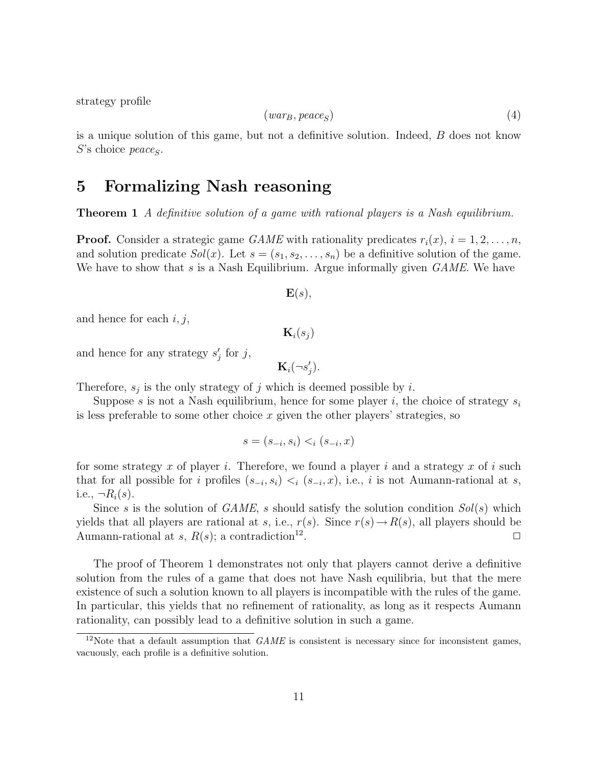strategy profile

$$(war_B, peace_S) \tag{4}$$

is a unique solution of this game, but not a definitive solution. Indeed, $B$ does not know $S$'s choice $peace_S$.

## 5 Formalizing Nash reasoning

**Theorem 1** *A definitive solution of a game with rational players is a Nash equilibrium.*

**Proof.** Consider a strategic game *GAME* with rationality predicates $r_i(x)$, $i = 1, 2, \ldots, n$, and solution predicate $Sol(x)$. Let $s = (s_1, s_2, \ldots, s_n)$ be a definitive solution of the game. We have to show that $s$ is a Nash Equilibrium. Argue informally given *GAME*. We have

$$\mathbf{E}(s),$$

and hence for each $i, j$,

$$\mathbf{K}_i(s_j)$$

and hence for any strategy $s'_j$ for $j$,

$$\mathbf{K}_i(\neg s'_j).$$

Therefore, $s_j$ is the only strategy of $j$ which is deemed possible by $i$.

Suppose $s$ is not a Nash equilibrium, hence for some player $i$, the choice of strategy $s_i$ is less preferable to some other choice $x$ given the other players' strategies, so

$$s = (s_{-i}, s_i) <_i (s_{-i}, x)$$

for some strategy $x$ of player $i$. Therefore, we found a player $i$ and a strategy $x$ of $i$ such that for all possible for $i$ profiles $(s_{-i}, s_i) <_i (s_{-i}, x)$, i.e., $i$ is not Aumann-rational at $s$, i.e., $\neg R_i(s)$.

Since $s$ is the solution of *GAME*, $s$ should satisfy the solution condition $Sol(s)$ which yields that all players are rational at $s$, i.e., $r(s)$. Since $r(s) \rightarrow R(s)$, all players should be Aumann-rational at $s$, $R(s)$; a contradiction[12]. □

The proof of Theorem 1 demonstrates not only that players cannot derive a definitive solution from the rules of a game that does not have Nash equilibria, but that the mere existence of such a solution known to all players is incompatible with the rules of the game. In particular, this yields that no refinement of rationality, as long as it respects Aumann rationality, can possibly lead to a definitive solution in such a game.

[12] Note that a default assumption that *GAME* is consistent is necessary since for inconsistent games, vacuously, each profile is a definitive solution.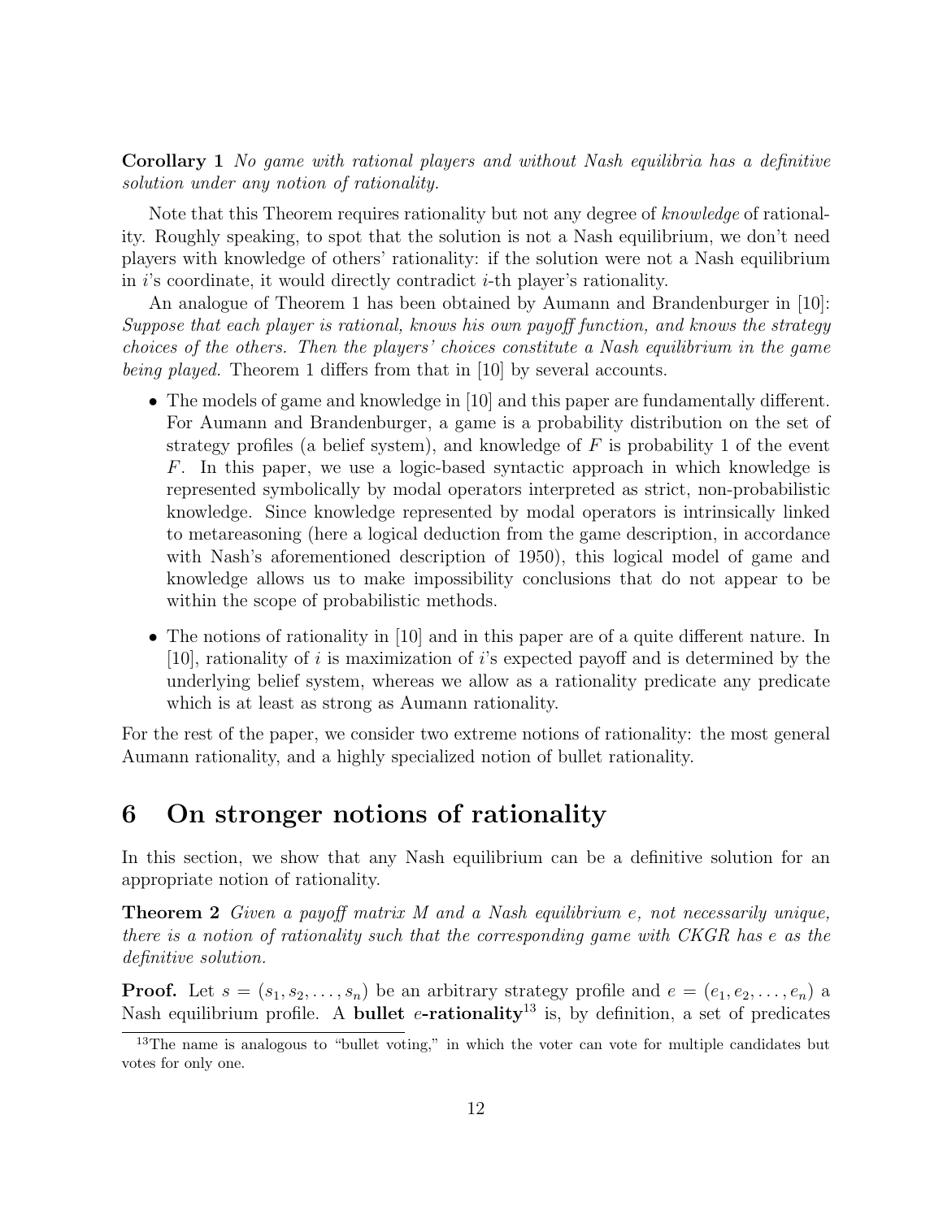**Corollary 1** *No game with rational players and without Nash equilibria has a definitive solution under any notion of rationality.*

Note that this Theorem requires rationality but not any degree of *knowledge* of rationality. Roughly speaking, to spot that the solution is not a Nash equilibrium, we don't need players with knowledge of others' rationality: if the solution were not a Nash equilibrium in $i$'s coordinate, it would directly contradict $i$-th player's rationality.

An analogue of Theorem 1 has been obtained by Aumann and Brandenburger in [10]: *Suppose that each player is rational, knows his own payoff function, and knows the strategy choices of the others. Then the players' choices constitute a Nash equilibrium in the game being played.* Theorem 1 differs from that in [10] by several accounts.

- The models of game and knowledge in [10] and this paper are fundamentally different. For Aumann and Brandenburger, a game is a probability distribution on the set of strategy profiles (a belief system), and knowledge of $F$ is probability 1 of the event $F$. In this paper, we use a logic-based syntactic approach in which knowledge is represented symbolically by modal operators interpreted as strict, non-probabilistic knowledge. Since knowledge represented by modal operators is intrinsically linked to metareasoning (here a logical deduction from the game description, in accordance with Nash's aforementioned description of 1950), this logical model of game and knowledge allows us to make impossibility conclusions that do not appear to be within the scope of probabilistic methods.
- The notions of rationality in [10] and in this paper are of a quite different nature. In [10], rationality of $i$ is maximization of $i$'s expected payoff and is determined by the underlying belief system, whereas we allow as a rationality predicate any predicate which is at least as strong as Aumann rationality.

For the rest of the paper, we consider two extreme notions of rationality: the most general Aumann rationality, and a highly specialized notion of bullet rationality.

## 6 On stronger notions of rationality

In this section, we show that any Nash equilibrium can be a definitive solution for an appropriate notion of rationality.

**Theorem 2** *Given a payoff matrix $M$ and a Nash equilibrium $e$, not necessarily unique, there is a notion of rationality such that the corresponding game with CKGR has $e$ as the definitive solution.*

**Proof.** Let $s = (s_1, s_2, \ldots, s_n)$ be an arbitrary strategy profile and $e = (e_1, e_2, \ldots, e_n)$ a Nash equilibrium profile. A **bullet $e$-rationality**[13] is, by definition, a set of predicates

[13] The name is analogous to "bullet voting," in which the voter can vote for multiple candidates but votes for only one.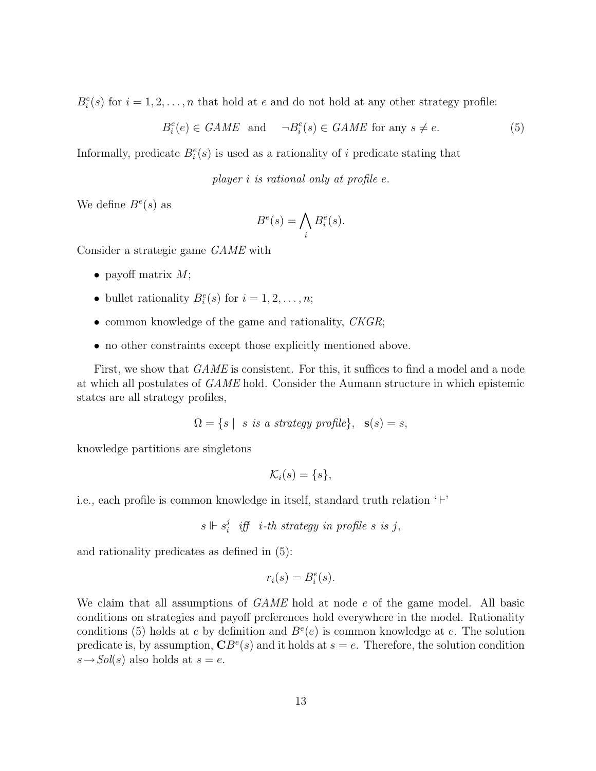$B_i^e(s)$ for $i = 1, 2, \ldots, n$ that hold at $e$ and do not hold at any other strategy profile:

$$B_i^e(e) \in \mathit{GAME} \quad \text{and} \quad \neg B_i^e(s) \in \mathit{GAME} \text{ for any } s \neq e. \tag{5}$$

Informally, predicate $B_i^e(s)$ is used as a rationality of $i$ predicate stating that

*player $i$ is rational only at profile $e$.*

We define $B^e(s)$ as

$$B^e(s) = \bigwedge_i B_i^e(s).$$

Consider a strategic game *GAME* with

- payoff matrix $M$;
- bullet rationality $B_i^e(s)$ for $i = 1, 2, \ldots, n$;
- common knowledge of the game and rationality, *CKGR*;
- no other constraints except those explicitly mentioned above.

First, we show that *GAME* is consistent. For this, it suffices to find a model and a node at which all postulates of *GAME* hold. Consider the Aumann structure in which epistemic states are all strategy profiles,

$$\Omega = \{s \mid \ s \textit{ is a strategy profile}\}, \quad \mathbf{s}(s) = s,$$

knowledge partitions are singletons

$$\mathcal{K}_i(s) = \{s\},$$

i.e., each profile is common knowledge in itself, standard truth relation '$\Vdash$'

$$s \Vdash s_i^j \quad \textit{iff} \quad i\textit{-th strategy in profile } s \textit{ is } j,$$

and rationality predicates as defined in (5):

$$r_i(s) = B_i^e(s).$$

We claim that all assumptions of *GAME* hold at node $e$ of the game model. All basic conditions on strategies and payoff preferences hold everywhere in the model. Rationality conditions (5) holds at $e$ by definition and $B^e(e)$ is common knowledge at $e$. The solution predicate is, by assumption, $\mathbf{C}B^e(s)$ and it holds at $s = e$. Therefore, the solution condition $s \rightarrow \mathit{Sol}(s)$ also holds at $s = e$.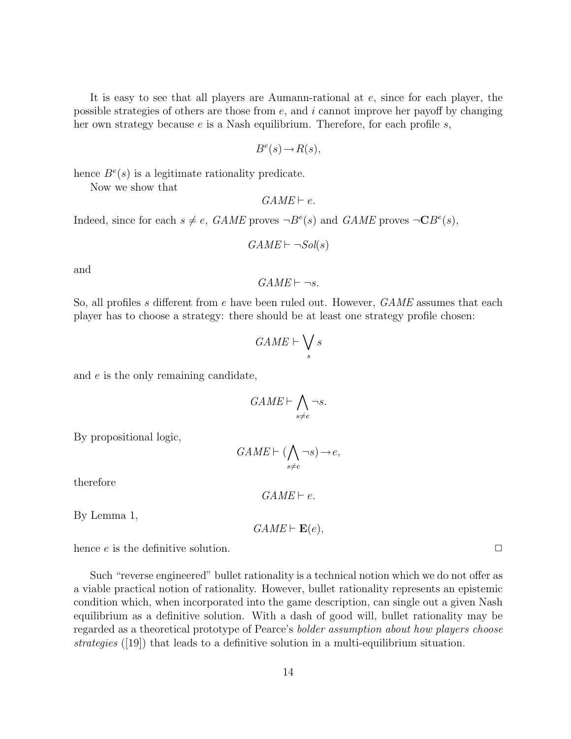It is easy to see that all players are Aumann-rational at $e$, since for each player, the possible strategies of others are those from $e$, and $i$ cannot improve her payoff by changing her own strategy because $e$ is a Nash equilibrium. Therefore, for each profile $s$,

$$B^e(s) \rightarrow R(s),$$

hence $B^e(s)$ is a legitimate rationality predicate.

Now we show that

$$GAME \vdash e.$$

Indeed, since for each $s \neq e$, $GAME$ proves $\neg B^e(s)$ and $GAME$ proves $\neg \mathbf{C}B^e(s)$,

$$GAME \vdash \neg Sol(s)$$

and

$$GAME \vdash \neg s.$$

So, all profiles $s$ different from $e$ have been ruled out. However, $GAME$ assumes that each player has to choose a strategy: there should be at least one strategy profile chosen:

$$GAME \vdash \bigvee_s s$$

and $e$ is the only remaining candidate,

$$GAME \vdash \bigwedge_{s \neq e} \neg s.$$

By propositional logic,

$$GAME \vdash (\bigwedge_{s \neq e} \neg s) \rightarrow e,$$

therefore

$$GAME \vdash e.$$

By Lemma 1,

$$GAME \vdash \mathbf{E}(e),$$

hence $e$ is the definitive solution. □

Such "reverse engineered" bullet rationality is a technical notion which we do not offer as a viable practical notion of rationality. However, bullet rationality represents an epistemic condition which, when incorporated into the game description, can single out a given Nash equilibrium as a definitive solution. With a dash of good will, bullet rationality may be regarded as a theoretical prototype of Pearce's *bolder assumption about how players choose strategies* ([19]) that leads to a definitive solution in a multi-equilibrium situation.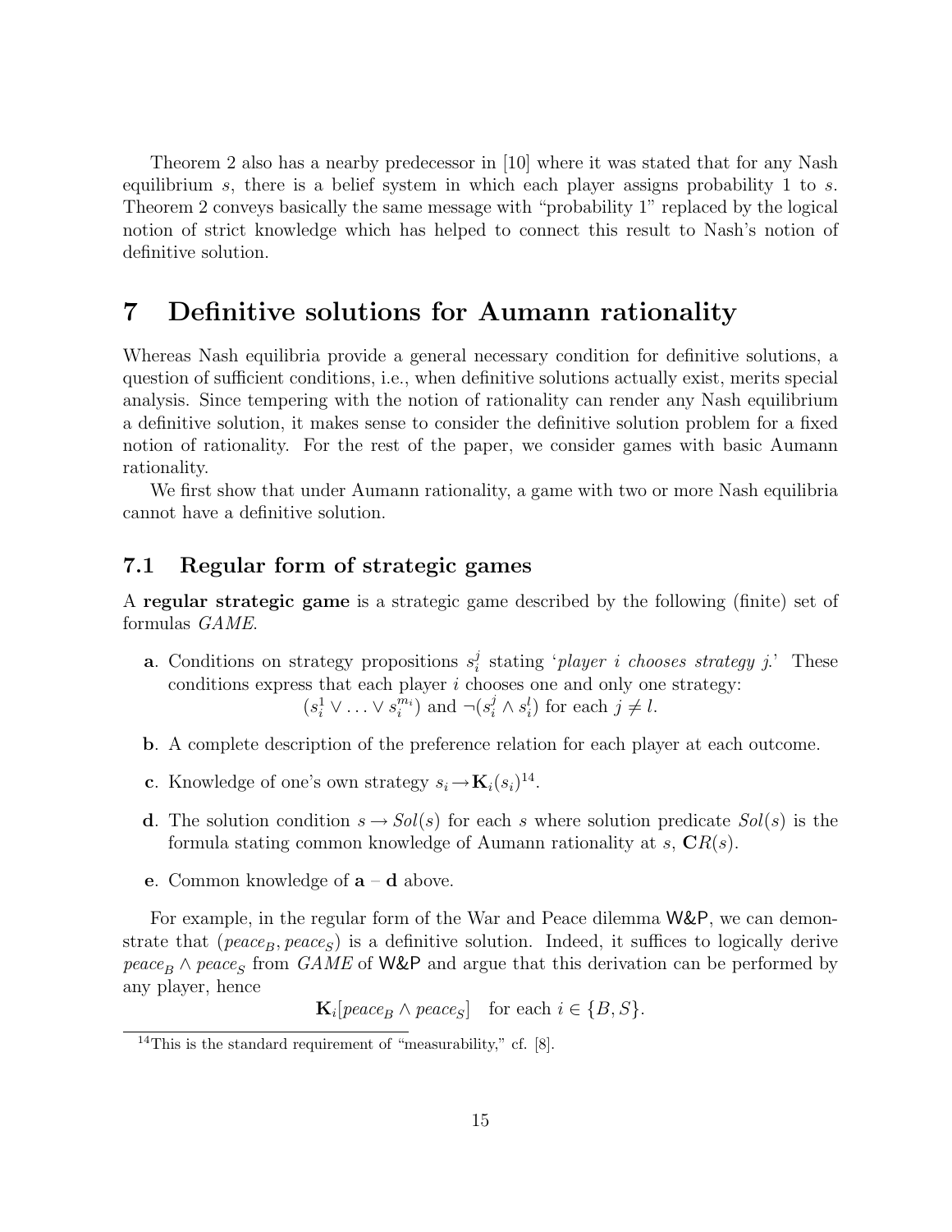Theorem 2 also has a nearby predecessor in [10] where it was stated that for any Nash equilibrium $s$, there is a belief system in which each player assigns probability 1 to $s$. Theorem 2 conveys basically the same message with "probability 1" replaced by the logical notion of strict knowledge which has helped to connect this result to Nash's notion of definitive solution.

# 7 Definitive solutions for Aumann rationality

Whereas Nash equilibria provide a general necessary condition for definitive solutions, a question of sufficient conditions, i.e., when definitive solutions actually exist, merits special analysis. Since tempering with the notion of rationality can render any Nash equilibrium a definitive solution, it makes sense to consider the definitive solution problem for a fixed notion of rationality. For the rest of the paper, we consider games with basic Aumann rationality.

We first show that under Aumann rationality, a game with two or more Nash equilibria cannot have a definitive solution.

## 7.1 Regular form of strategic games

A **regular strategic game** is a strategic game described by the following (finite) set of formulas *GAME*.

- **a**. Conditions on strategy propositions $s_i^j$ stating '*player $i$ chooses strategy $j$.*' These conditions express that each player $i$ chooses one and only one strategy:
$(s_i^1 \vee \ldots \vee s_i^{m_i})$ and $\neg(s_i^j \wedge s_i^l)$ for each $j \neq l$.
- **b**. A complete description of the preference relation for each player at each outcome.
- **c**. Knowledge of one's own strategy $s_i \rightarrow \mathbf{K}_i(s_i)$[14].
- **d**. The solution condition $s \rightarrow Sol(s)$ for each $s$ where solution predicate $Sol(s)$ is the formula stating common knowledge of Aumann rationality at $s$, $\mathbf{C}R(s)$.
- **e**. Common knowledge of **a** – **d** above.

For example, in the regular form of the War and Peace dilemma W&P, we can demonstrate that $(peace_B, peace_S)$ is a definitive solution. Indeed, it suffices to logically derive $peace_B \wedge peace_S$ from *GAME* of W&P and argue that this derivation can be performed by any player, hence

$$\mathbf{K}_i[peace_B \wedge peace_S] \quad \text{for each } i \in \{B, S\}.$$

[14] This is the standard requirement of "measurability," cf. [8].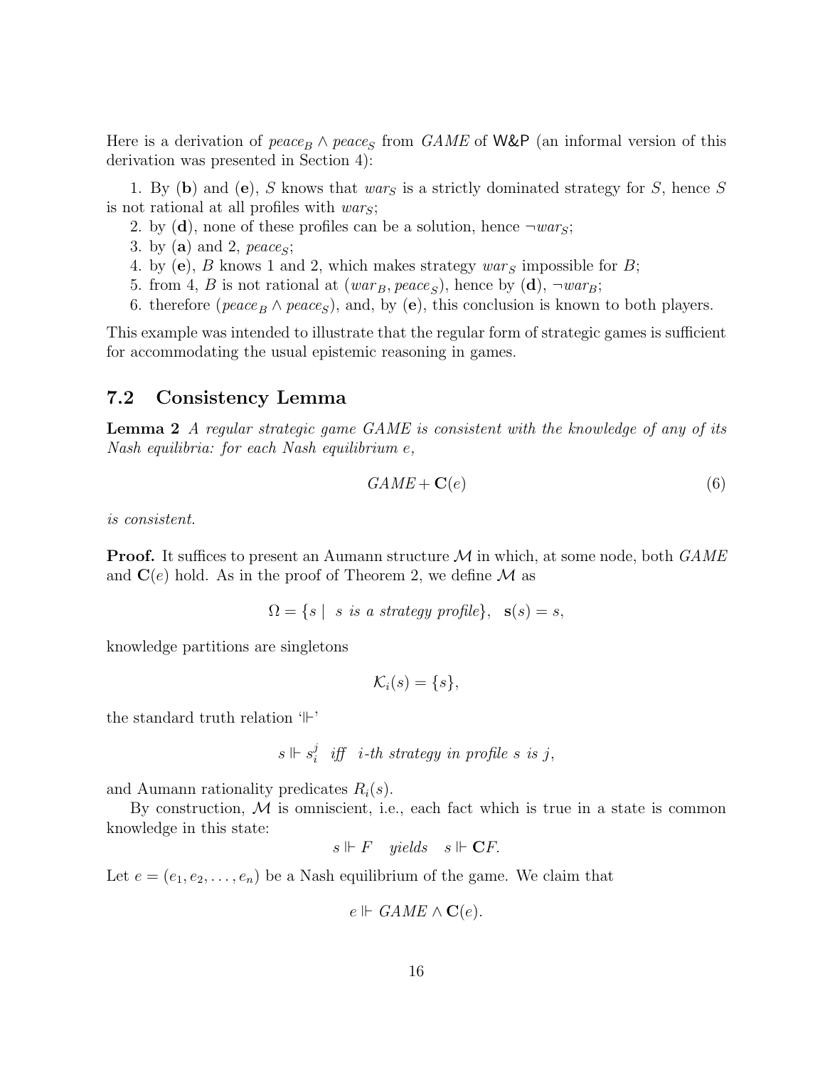Here is a derivation of $peace_B \wedge peace_S$ from $GAME$ of W&P (an informal version of this derivation was presented in Section 4):

1. By (**b**) and (**e**), $S$ knows that $war_S$ is a strictly dominated strategy for $S$, hence $S$ is not rational at all profiles with $war_S$;
2. by (**d**), none of these profiles can be a solution, hence $\neg war_S$;
3. by (**a**) and 2, $peace_S$;
4. by (**e**), $B$ knows 1 and 2, which makes strategy $war_S$ impossible for $B$;
5. from 4, $B$ is not rational at $(war_B, peace_S)$, hence by (**d**), $\neg war_B$;
6. therefore $(peace_B \wedge peace_S)$, and, by (**e**), this conclusion is known to both players.

This example was intended to illustrate that the regular form of strategic games is sufficient for accommodating the usual epistemic reasoning in games.

## 7.2 Consistency Lemma

**Lemma 2** *A regular strategic game GAME is consistent with the knowledge of any of its Nash equilibria: for each Nash equilibrium e,*

$$GAME + \mathbf{C}(e) \tag{6}$$

*is consistent.*

**Proof.** It suffices to present an Aumann structure $\mathcal{M}$ in which, at some node, both $GAME$ and $\mathbf{C}(e)$ hold. As in the proof of Theorem 2, we define $\mathcal{M}$ as

$$\Omega = \{s \mid \ s \textit{ is a strategy profile}\}, \ \ \mathbf{s}(s) = s,$$

knowledge partitions are singletons

$$\mathcal{K}_i(s) = \{s\},$$

the standard truth relation '$\Vdash$'

$$s \Vdash s_i^j \ \ \textit{iff} \ \ \textit{i-th strategy in profile s is j},$$

and Aumann rationality predicates $R_i(s)$.

By construction, $\mathcal{M}$ is omniscient, i.e., each fact which is true in a state is common knowledge in this state:

$$s \Vdash F \quad \textit{yields} \quad s \Vdash \mathbf{C}F.$$

Let $e = (e_1, e_2, \ldots, e_n)$ be a Nash equilibrium of the game. We claim that

$$e \Vdash GAME \wedge \mathbf{C}(e).$$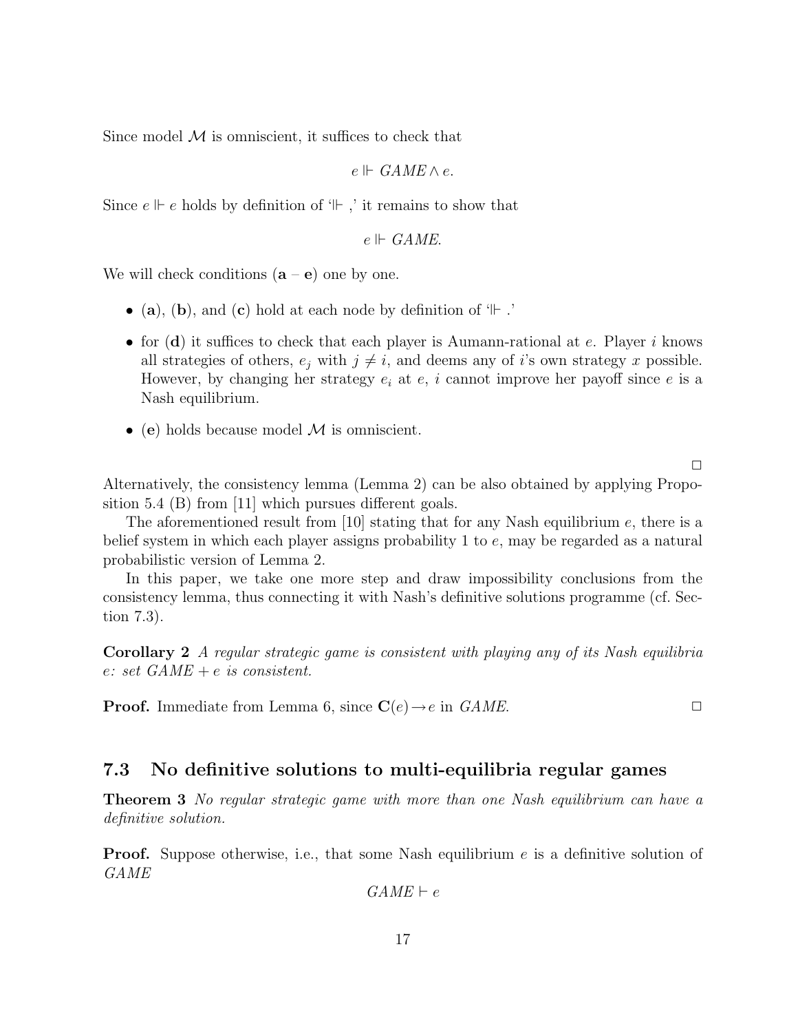Since model $\mathcal{M}$ is omniscient, it suffices to check that

$$e \Vdash GAME \wedge e.$$

Since $e \Vdash e$ holds by definition of '$\Vdash$ ,' it remains to show that

$$e \Vdash GAME.$$

We will check conditions (**a** – **e**) one by one.

- (**a**), (**b**), and (**c**) hold at each node by definition of '$\Vdash$ .'
- for (**d**) it suffices to check that each player is Aumann-rational at $e$. Player $i$ knows all strategies of others, $e_j$ with $j \neq i$, and deems any of $i$'s own strategy $x$ possible. However, by changing her strategy $e_i$ at $e$, $i$ cannot improve her payoff since $e$ is a Nash equilibrium.
- (**e**) holds because model $\mathcal{M}$ is omniscient.

□

Alternatively, the consistency lemma (Lemma 2) can be also obtained by applying Proposition 5.4 (B) from [11] which pursues different goals.

The aforementioned result from [10] stating that for any Nash equilibrium $e$, there is a belief system in which each player assigns probability 1 to $e$, may be regarded as a natural probabilistic version of Lemma 2.

In this paper, we take one more step and draw impossibility conclusions from the consistency lemma, thus connecting it with Nash's definitive solutions programme (cf. Section 7.3).

**Corollary 2** *A regular strategic game is consistent with playing any of its Nash equilibria $e$: set $GAME + e$ is consistent.*

**Proof.** Immediate from Lemma 6, since $\mathbf{C}(e) \rightarrow e$ in *GAME*. □

### 7.3 No definitive solutions to multi-equilibria regular games

**Theorem 3** *No regular strategic game with more than one Nash equilibrium can have a definitive solution.*

**Proof.** Suppose otherwise, i.e., that some Nash equilibrium $e$ is a definitive solution of *GAME*

$$GAME \vdash e$$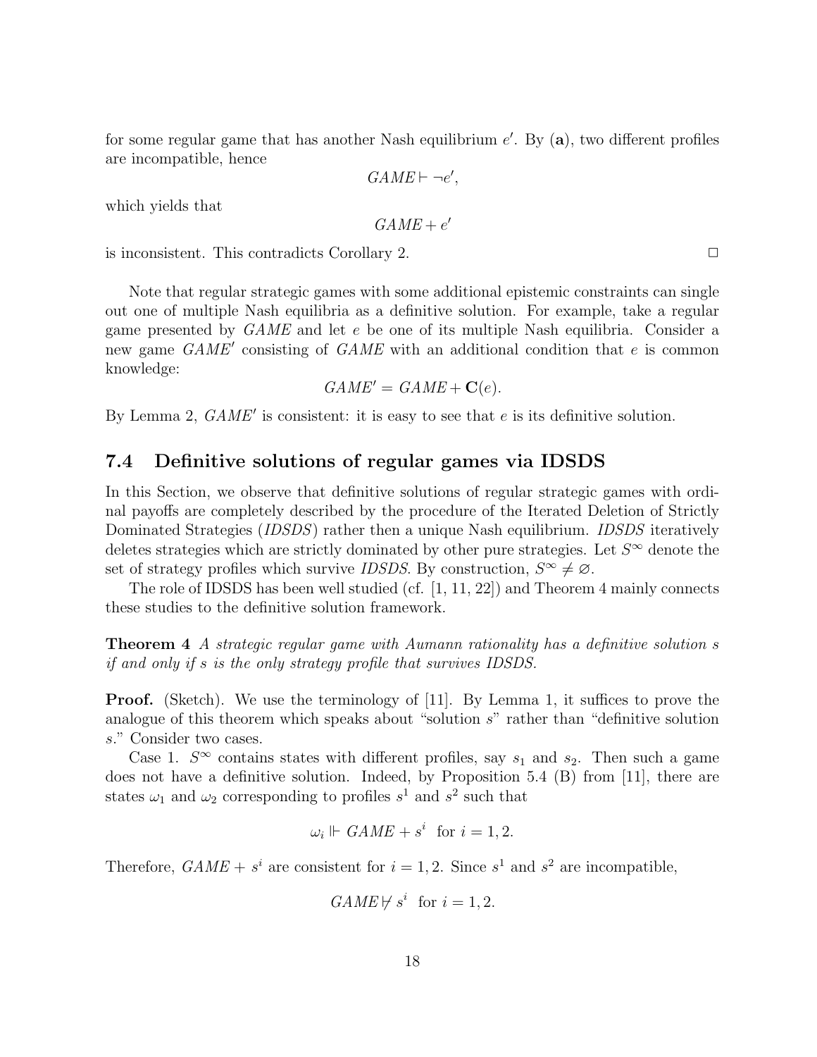for some regular game that has another Nash equilibrium $e'$. By (**a**), two different profiles are incompatible, hence

$$GAME \vdash \neg e',$$

which yields that

$$GAME + e'$$

is inconsistent. This contradicts Corollary 2. $\Box$

Note that regular strategic games with some additional epistemic constraints can single out one of multiple Nash equilibria as a definitive solution. For example, take a regular game presented by *GAME* and let $e$ be one of its multiple Nash equilibria. Consider a new game $GAME'$ consisting of *GAME* with an additional condition that $e$ is common knowledge:

$$GAME' = GAME + \mathbf{C}(e).$$

By Lemma 2, $GAME'$ is consistent: it is easy to see that $e$ is its definitive solution.

### 7.4 Definitive solutions of regular games via IDSDS

In this Section, we observe that definitive solutions of regular strategic games with ordinal payoffs are completely described by the procedure of the Iterated Deletion of Strictly Dominated Strategies (*IDSDS*) rather then a unique Nash equilibrium. *IDSDS* iteratively deletes strategies which are strictly dominated by other pure strategies. Let $S^\infty$ denote the set of strategy profiles which survive *IDSDS*. By construction, $S^\infty \neq \varnothing$.

The role of IDSDS has been well studied (cf. [1, 11, 22]) and Theorem 4 mainly connects these studies to the definitive solution framework.

**Theorem 4** *A strategic regular game with Aumann rationality has a definitive solution $s$ if and only if $s$ is the only strategy profile that survives IDSDS.*

**Proof.** (Sketch). We use the terminology of [11]. By Lemma 1, it suffices to prove the analogue of this theorem which speaks about "solution $s$" rather than "definitive solution $s$." Consider two cases.

Case 1. $S^\infty$ contains states with different profiles, say $s_1$ and $s_2$. Then such a game does not have a definitive solution. Indeed, by Proposition 5.4 (B) from [11], there are states $\omega_1$ and $\omega_2$ corresponding to profiles $s^1$ and $s^2$ such that

$$\omega_i \Vdash GAME + s^i \ \text{ for } i = 1, 2.$$

Therefore, $GAME + s^i$ are consistent for $i = 1, 2$. Since $s^1$ and $s^2$ are incompatible,

$$GAME \nvdash s^i \ \text{ for } i = 1, 2.$$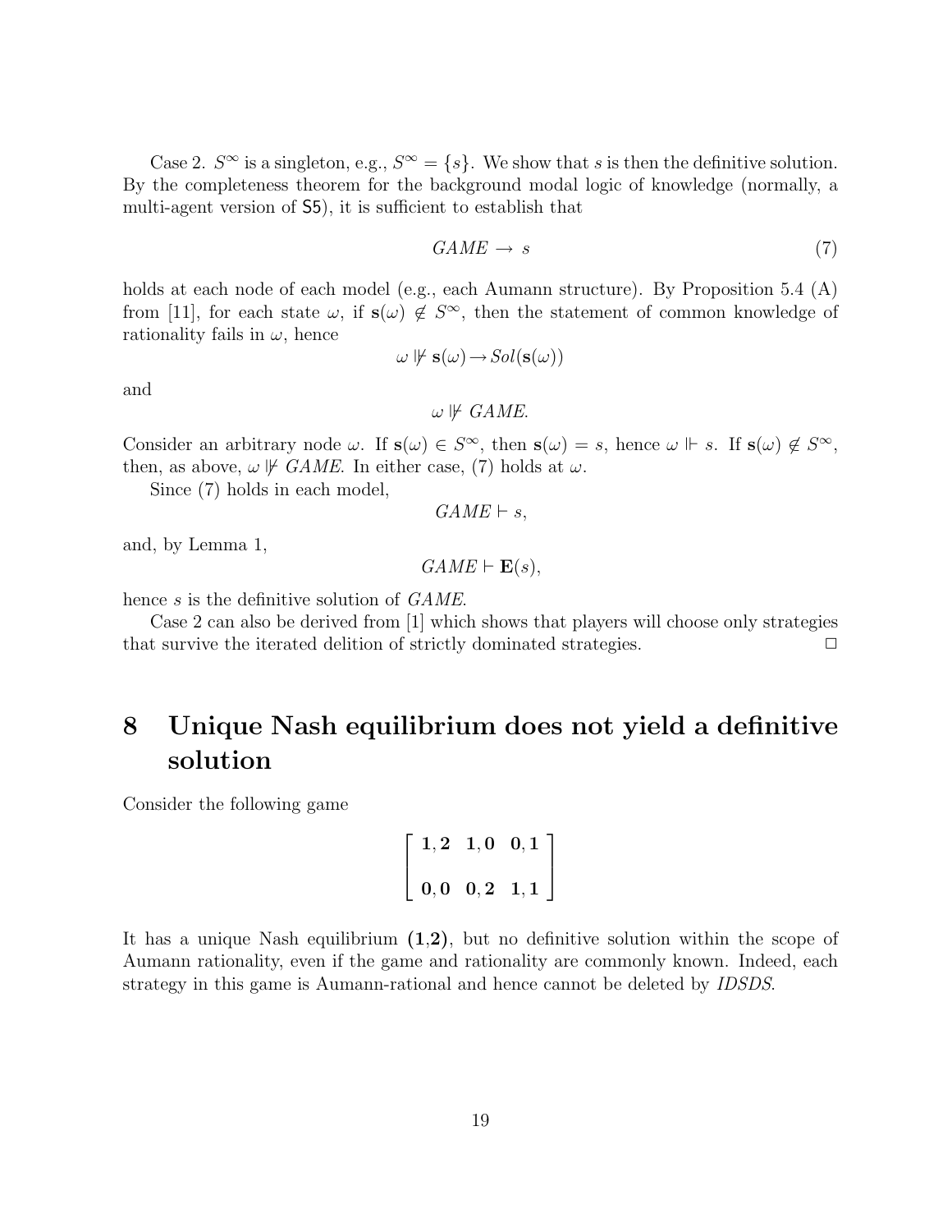Case 2. $S^\infty$ is a singleton, e.g., $S^\infty = \{s\}$. We show that $s$ is then the definitive solution. By the completeness theorem for the background modal logic of knowledge (normally, a multi-agent version of S5), it is sufficient to establish that

$$GAME \rightarrow s \tag{7}$$

holds at each node of each model (e.g., each Aumann structure). By Proposition 5.4 (A) from [11], for each state $\omega$, if $\mathbf{s}(\omega) \notin S^\infty$, then the statement of common knowledge of rationality fails in $\omega$, hence

$$\omega \not\Vdash \mathbf{s}(\omega) \rightarrow Sol(\mathbf{s}(\omega))$$

and

$$\omega \not\Vdash GAME.$$

Consider an arbitrary node $\omega$. If $\mathbf{s}(\omega) \in S^\infty$, then $\mathbf{s}(\omega) = s$, hence $\omega \Vdash s$. If $\mathbf{s}(\omega) \notin S^\infty$, then, as above, $\omega \not\Vdash GAME$. In either case, (7) holds at $\omega$.

Since (7) holds in each model,

$$GAME \vdash s,$$

and, by Lemma 1,

$$GAME \vdash \mathbf{E}(s),$$

hence $s$ is the definitive solution of *GAME*.

Case 2 can also be derived from [1] which shows that players will choose only strategies that survive the iterated delition of strictly dominated strategies. $\Box$

# 8 Unique Nash equilibrium does not yield a definitive solution

Consider the following game

$$\begin{bmatrix} \mathbf{1,2} & \mathbf{1,0} & \mathbf{0,1} \\ \\ \mathbf{0,0} & \mathbf{0,2} & \mathbf{1,1} \end{bmatrix}$$

It has a unique Nash equilibrium $(\mathbf{1,2})$, but no definitive solution within the scope of Aumann rationality, even if the game and rationality are commonly known. Indeed, each strategy in this game is Aumann-rational and hence cannot be deleted by *IDSDS*.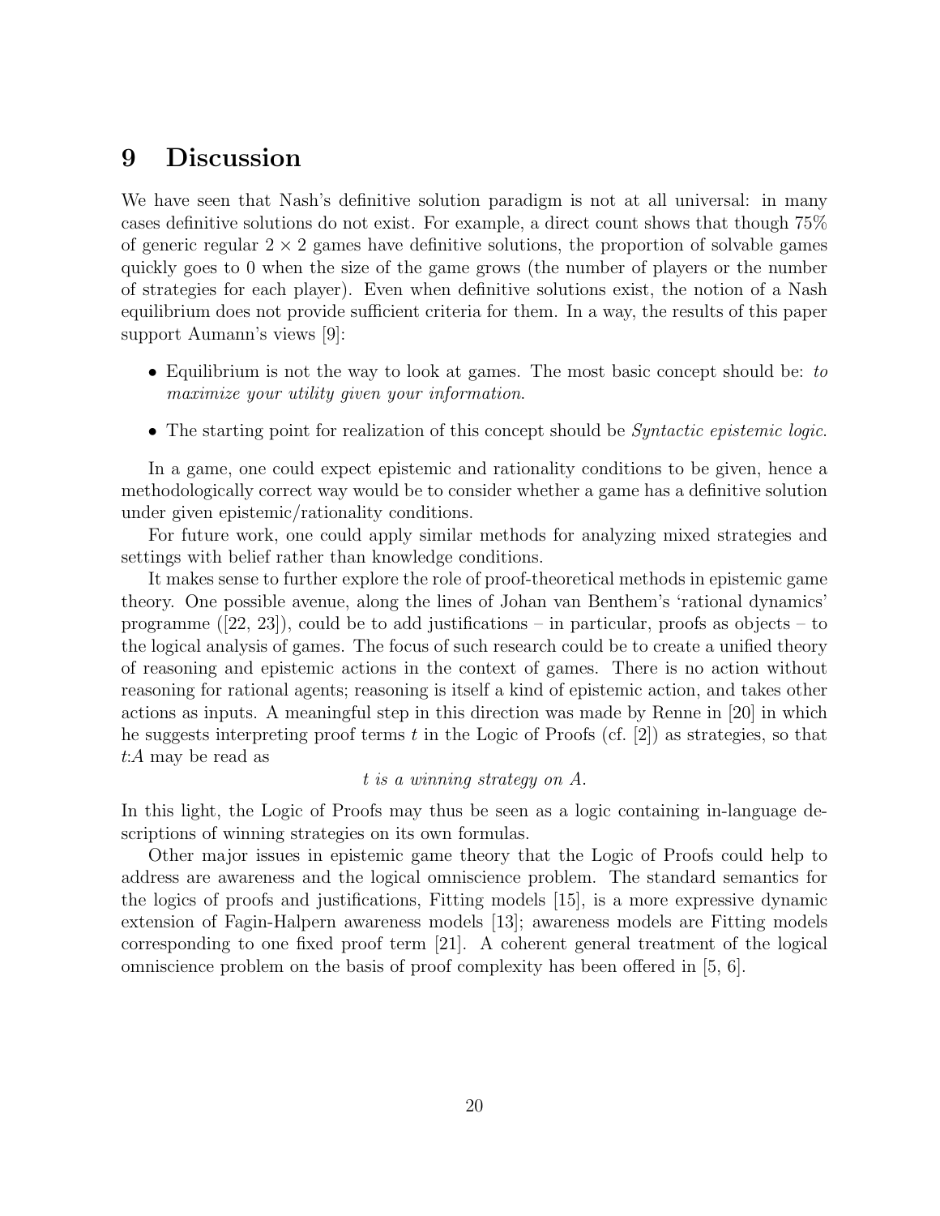# 9 Discussion

We have seen that Nash's definitive solution paradigm is not at all universal: in many cases definitive solutions do not exist. For example, a direct count shows that though 75% of generic regular $2 \times 2$ games have definitive solutions, the proportion of solvable games quickly goes to 0 when the size of the game grows (the number of players or the number of strategies for each player). Even when definitive solutions exist, the notion of a Nash equilibrium does not provide sufficient criteria for them. In a way, the results of this paper support Aumann's views [9]:

- Equilibrium is not the way to look at games. The most basic concept should be: *to maximize your utility given your information*.
- The starting point for realization of this concept should be *Syntactic epistemic logic*.

In a game, one could expect epistemic and rationality conditions to be given, hence a methodologically correct way would be to consider whether a game has a definitive solution under given epistemic/rationality conditions.

For future work, one could apply similar methods for analyzing mixed strategies and settings with belief rather than knowledge conditions.

It makes sense to further explore the role of proof-theoretical methods in epistemic game theory. One possible avenue, along the lines of Johan van Benthem's 'rational dynamics' programme ([22, 23]), could be to add justifications – in particular, proofs as objects – to the logical analysis of games. The focus of such research could be to create a unified theory of reasoning and epistemic actions in the context of games. There is no action without reasoning for rational agents; reasoning is itself a kind of epistemic action, and takes other actions as inputs. A meaningful step in this direction was made by Renne in [20] in which he suggests interpreting proof terms $t$ in the Logic of Proofs (cf. [2]) as strategies, so that $t{:}A$ may be read as

*$t$ is a winning strategy on $A$.*

In this light, the Logic of Proofs may thus be seen as a logic containing in-language descriptions of winning strategies on its own formulas.

Other major issues in epistemic game theory that the Logic of Proofs could help to address are awareness and the logical omniscience problem. The standard semantics for the logics of proofs and justifications, Fitting models [15], is a more expressive dynamic extension of Fagin-Halpern awareness models [13]; awareness models are Fitting models corresponding to one fixed proof term [21]. A coherent general treatment of the logical omniscience problem on the basis of proof complexity has been offered in [5, 6].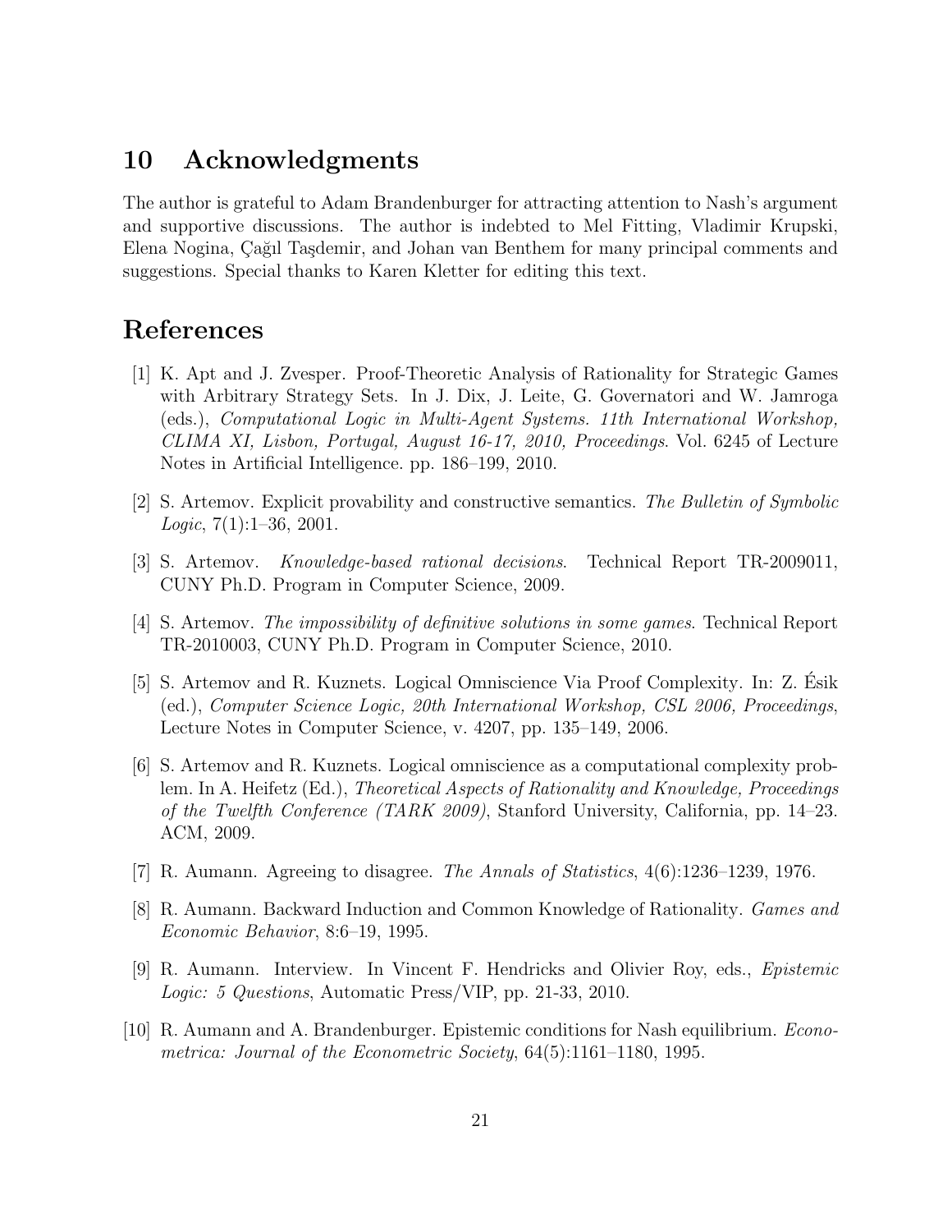## 10 Acknowledgments

The author is grateful to Adam Brandenburger for attracting attention to Nash's argument and supportive discussions. The author is indebted to Mel Fitting, Vladimir Krupski, Elena Nogina, Çağıl Taşdemir, and Johan van Benthem for many principal comments and suggestions. Special thanks to Karen Kletter for editing this text.

## References

[1] K. Apt and J. Zvesper. Proof-Theoretic Analysis of Rationality for Strategic Games with Arbitrary Strategy Sets. In J. Dix, J. Leite, G. Governatori and W. Jamroga (eds.), *Computational Logic in Multi-Agent Systems. 11th International Workshop, CLIMA XI, Lisbon, Portugal, August 16-17, 2010, Proceedings*. Vol. 6245 of Lecture Notes in Artificial Intelligence. pp. 186–199, 2010.

[2] S. Artemov. Explicit provability and constructive semantics. *The Bulletin of Symbolic Logic*, 7(1):1–36, 2001.

[3] S. Artemov. *Knowledge-based rational decisions*. Technical Report TR-2009011, CUNY Ph.D. Program in Computer Science, 2009.

[4] S. Artemov. *The impossibility of definitive solutions in some games*. Technical Report TR-2010003, CUNY Ph.D. Program in Computer Science, 2010.

[5] S. Artemov and R. Kuznets. Logical Omniscience Via Proof Complexity. In: Z. Ésik (ed.), *Computer Science Logic, 20th International Workshop, CSL 2006, Proceedings*, Lecture Notes in Computer Science, v. 4207, pp. 135–149, 2006.

[6] S. Artemov and R. Kuznets. Logical omniscience as a computational complexity problem. In A. Heifetz (Ed.), *Theoretical Aspects of Rationality and Knowledge, Proceedings of the Twelfth Conference (TARK 2009)*, Stanford University, California, pp. 14–23. ACM, 2009.

[7] R. Aumann. Agreeing to disagree. *The Annals of Statistics*, 4(6):1236–1239, 1976.

[8] R. Aumann. Backward Induction and Common Knowledge of Rationality. *Games and Economic Behavior*, 8:6–19, 1995.

[9] R. Aumann. Interview. In Vincent F. Hendricks and Olivier Roy, eds., *Epistemic Logic: 5 Questions*, Automatic Press/VIP, pp. 21-33, 2010.

[10] R. Aumann and A. Brandenburger. Epistemic conditions for Nash equilibrium. *Econometrica: Journal of the Econometric Society*, 64(5):1161–1180, 1995.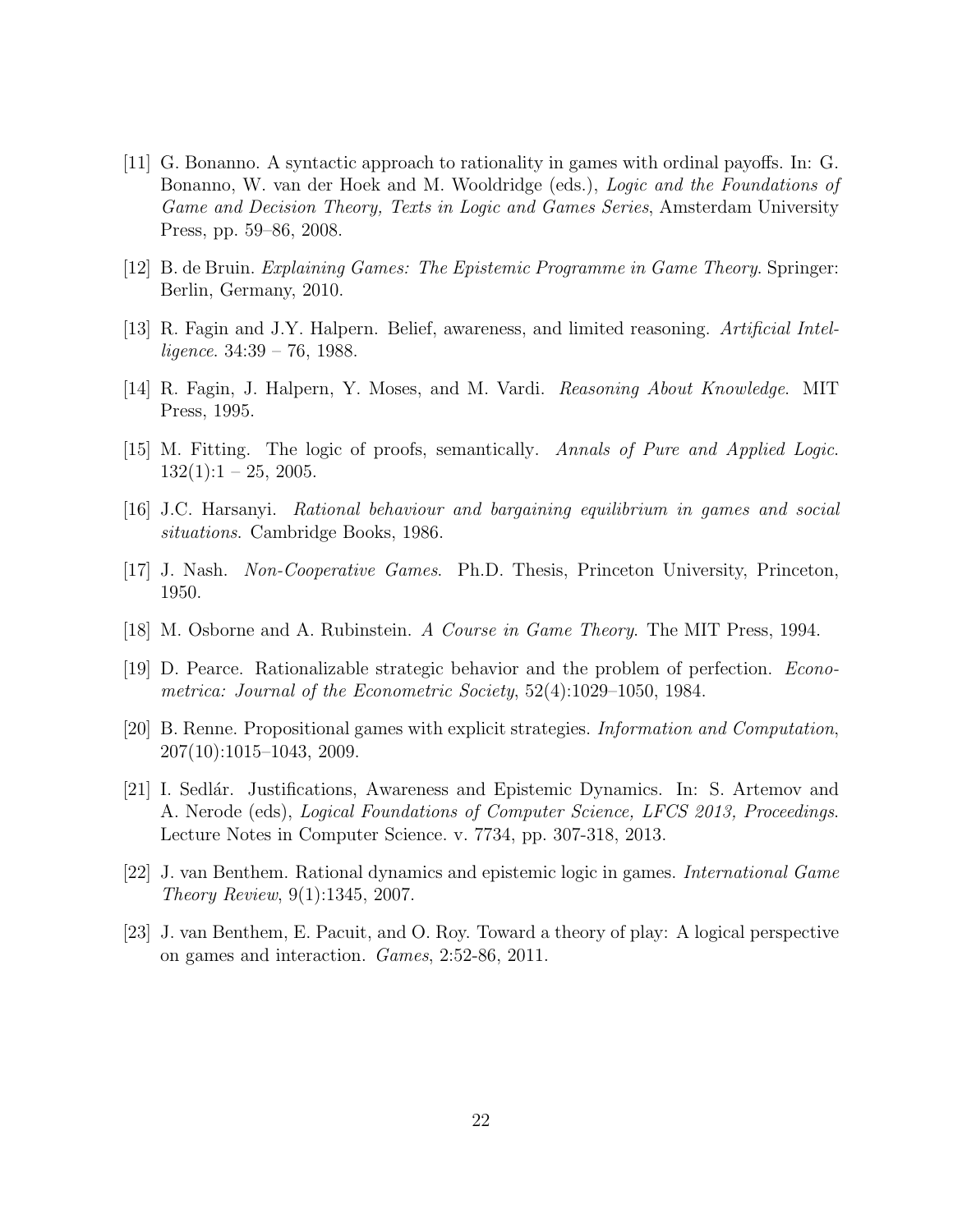[11] G. Bonanno. A syntactic approach to rationality in games with ordinal payoffs. In: G. Bonanno, W. van der Hoek and M. Wooldridge (eds.), *Logic and the Foundations of Game and Decision Theory, Texts in Logic and Games Series*, Amsterdam University Press, pp. 59–86, 2008.

[12] B. de Bruin. *Explaining Games: The Epistemic Programme in Game Theory.* Springer: Berlin, Germany, 2010.

[13] R. Fagin and J.Y. Halpern. Belief, awareness, and limited reasoning. *Artificial Intelligence*. 34:39 – 76, 1988.

[14] R. Fagin, J. Halpern, Y. Moses, and M. Vardi. *Reasoning About Knowledge*. MIT Press, 1995.

[15] M. Fitting. The logic of proofs, semantically. *Annals of Pure and Applied Logic*. 132(1):1 – 25, 2005.

[16] J.C. Harsanyi. *Rational behaviour and bargaining equilibrium in games and social situations*. Cambridge Books, 1986.

[17] J. Nash. *Non-Cooperative Games*. Ph.D. Thesis, Princeton University, Princeton, 1950.

[18] M. Osborne and A. Rubinstein. *A Course in Game Theory.* The MIT Press, 1994.

[19] D. Pearce. Rationalizable strategic behavior and the problem of perfection. *Econometrica: Journal of the Econometric Society*, 52(4):1029–1050, 1984.

[20] B. Renne. Propositional games with explicit strategies. *Information and Computation*, 207(10):1015–1043, 2009.

[21] I. Sedlár. Justifications, Awareness and Epistemic Dynamics. In: S. Artemov and A. Nerode (eds), *Logical Foundations of Computer Science, LFCS 2013, Proceedings.* Lecture Notes in Computer Science. v. 7734, pp. 307-318, 2013.

[22] J. van Benthem. Rational dynamics and epistemic logic in games. *International Game Theory Review*, 9(1):1345, 2007.

[23] J. van Benthem, E. Pacuit, and O. Roy. Toward a theory of play: A logical perspective on games and interaction. *Games*, 2:52-86, 2011.